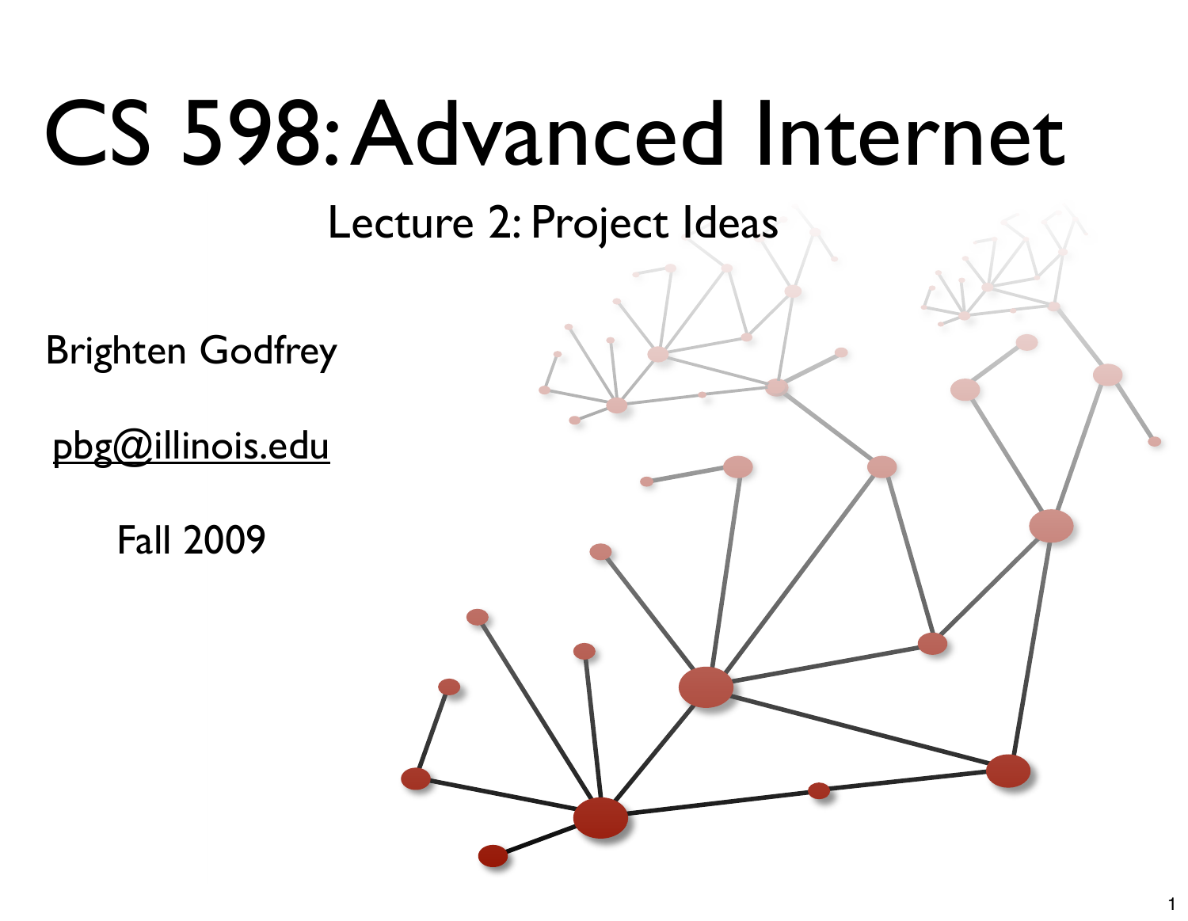# CS 598: Advanced Internet

## Lecture 2: Project Ideas

Brighten Godfrey

pbg@illinois.edu

Fall 2009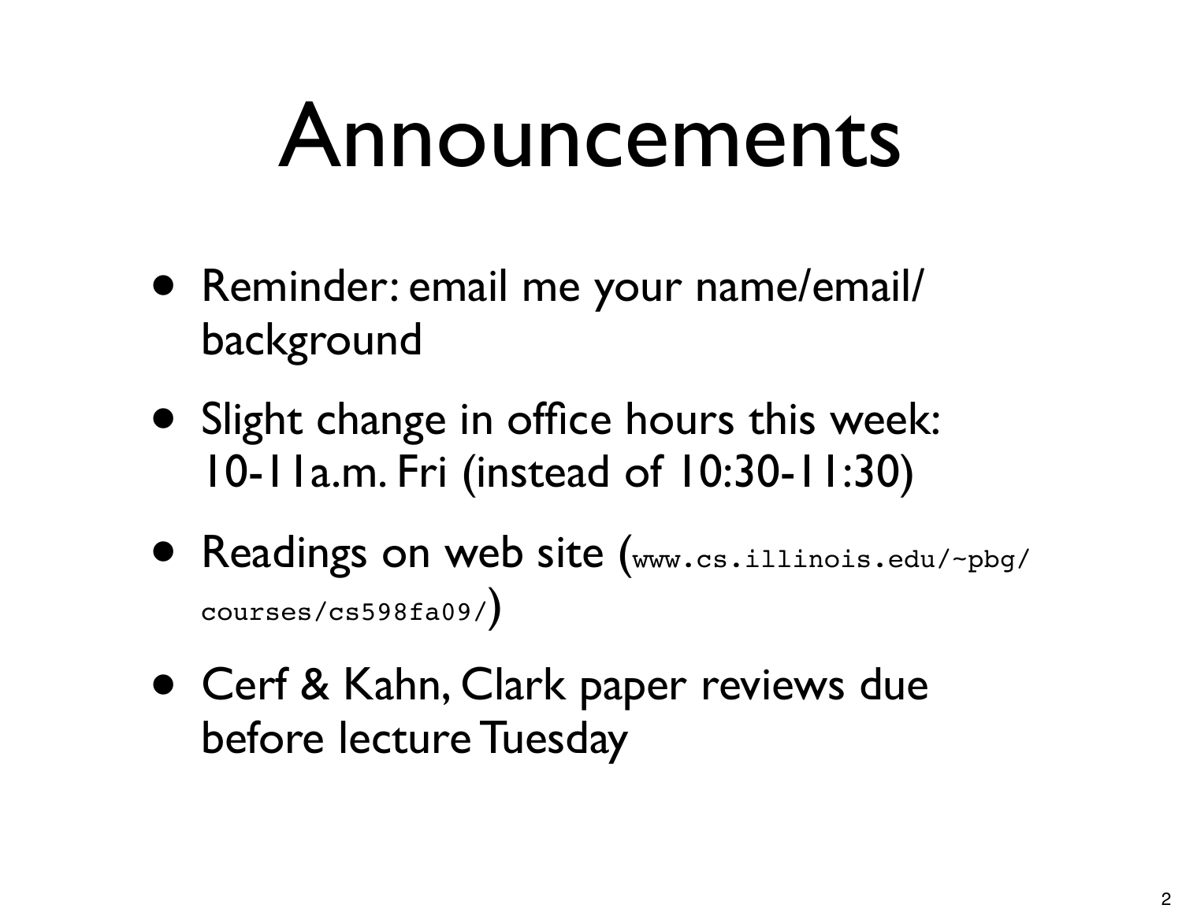# Announcements

- Reminder: email me your name/email/background
- Slight change in office hours this week: 10-11a.m. Fri (instead of 10:30-11:30)
- Readings on web site (`www.cs.illinois.edu/~pbg/courses/cs598fa09/`)
- Cerf & Kahn, Clark paper reviews due before lecture Tuesday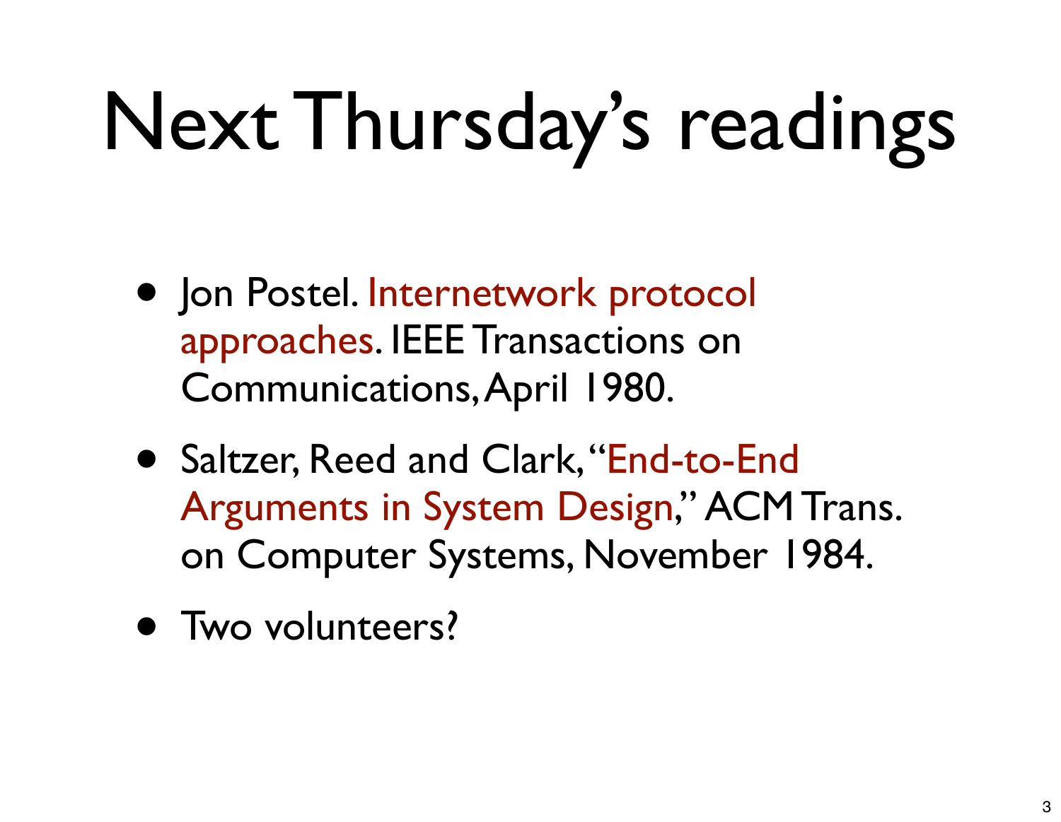# Next Thursday's readings

- Jon Postel. Internetwork protocol approaches. IEEE Transactions on Communications, April 1980.
- Saltzer, Reed and Clark, "End-to-End Arguments in System Design," ACM Trans. on Computer Systems, November 1984.
- Two volunteers?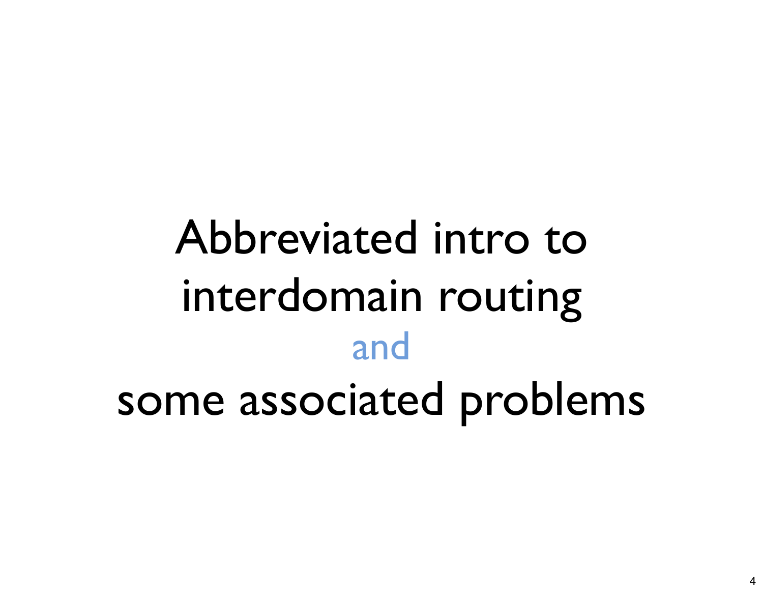# Abbreviated intro to interdomain routing

and

# some associated problems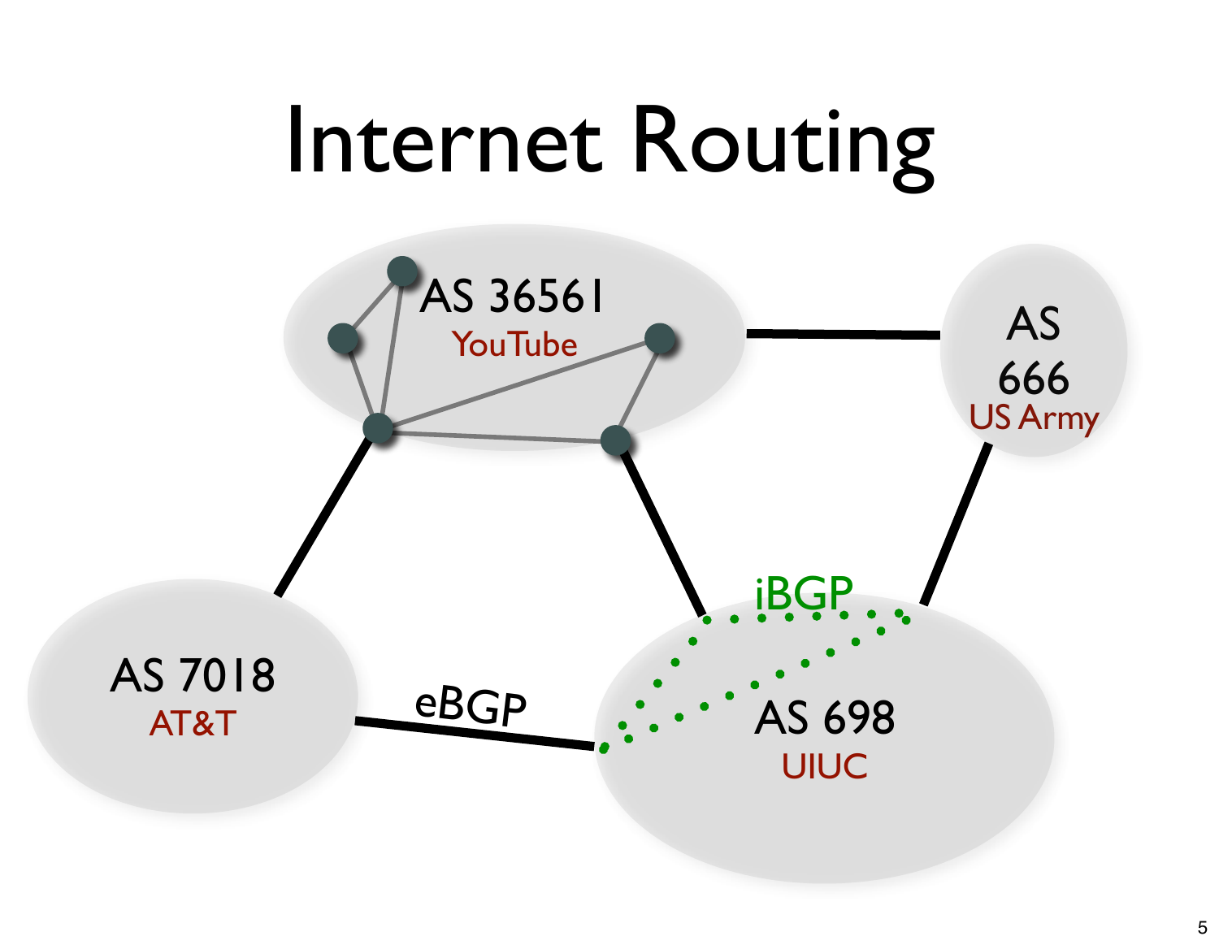# Internet Routing

AS 36561
YouTube

AS 666
US Army

AS 7018
AT&T

eBGP

iBGP

AS 698
UIUC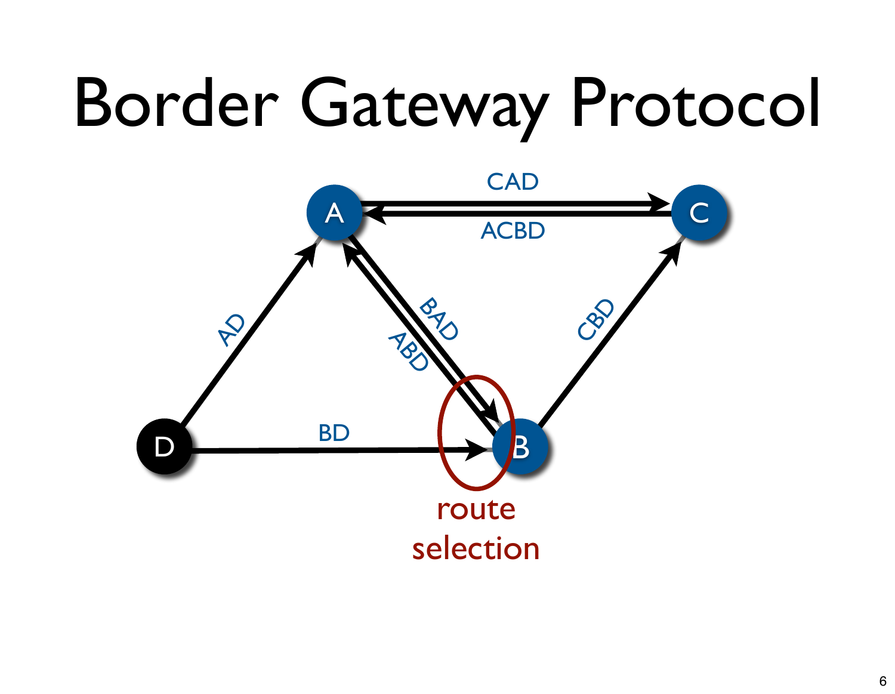# Border Gateway Protocol

CAD

ACBD

AD

BAD

ABD

CBD

BD

route selection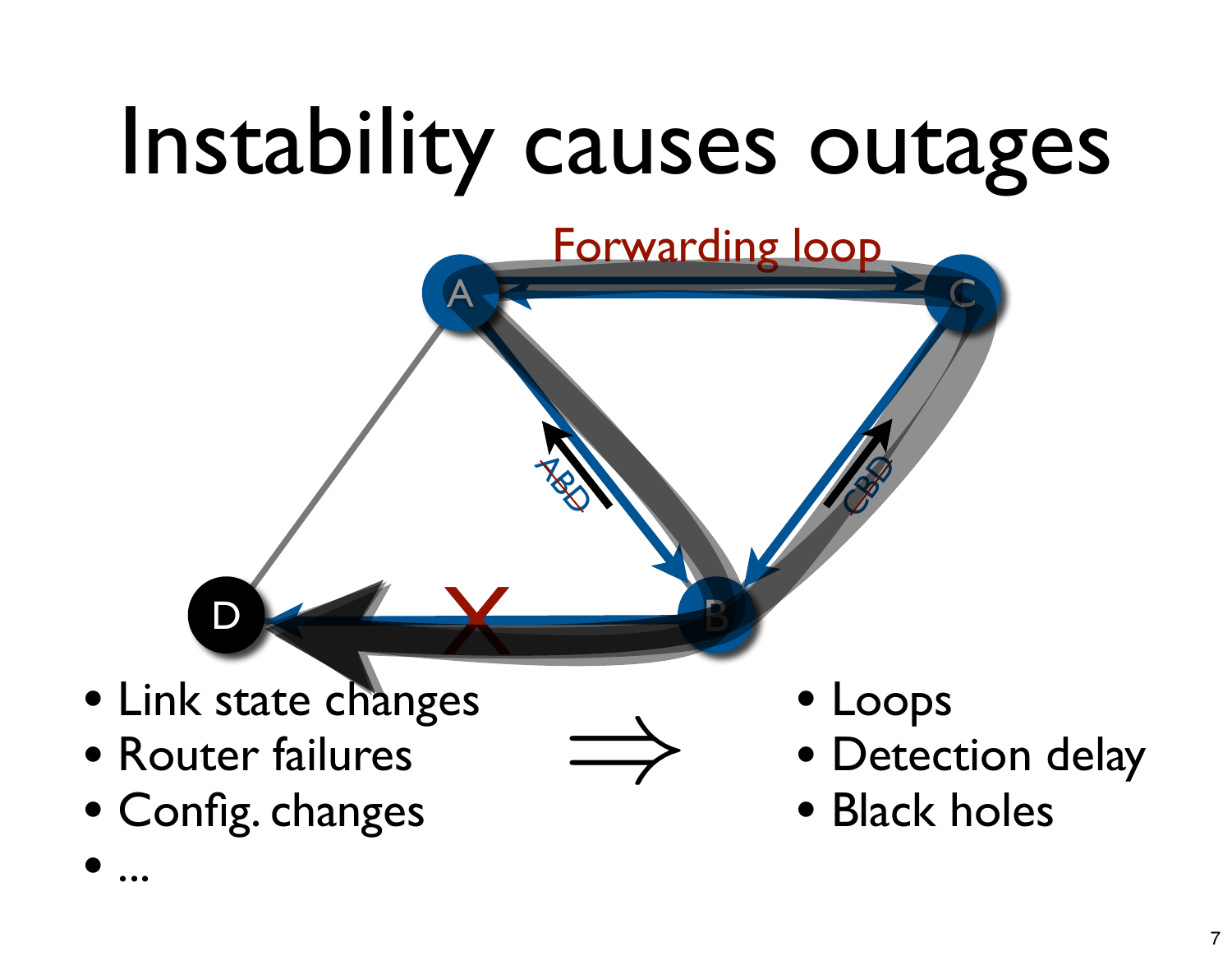# Instability causes outages

Forwarding loop

A, B, C, D

ABD

CBD

- Link state changes
- Router failures
- Config. changes
- ...

$\Rightarrow$

- Loops
- Detection delay
- Black holes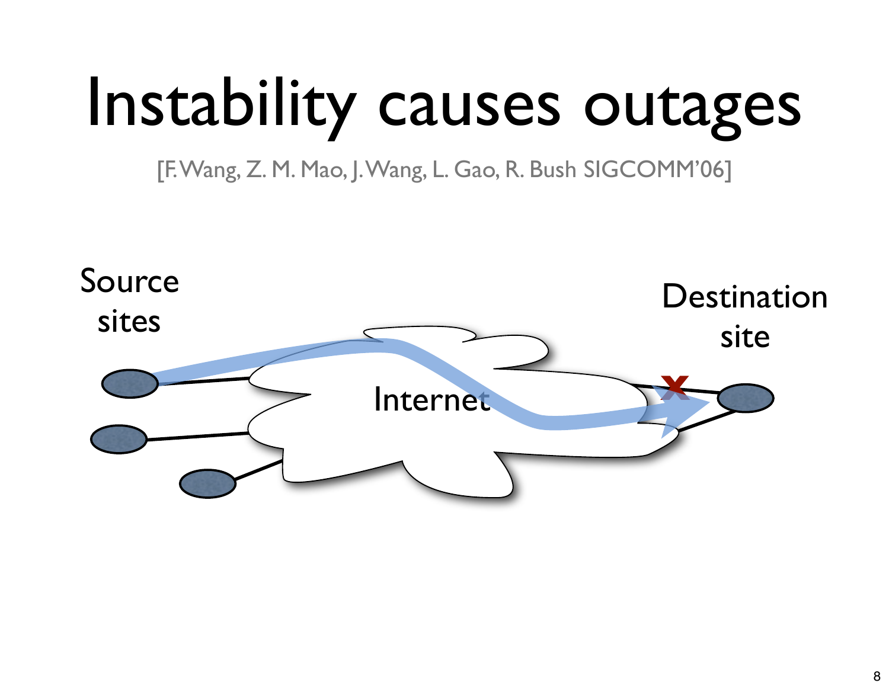# Instability causes outages

[F. Wang, Z. M. Mao, J. Wang, L. Gao, R. Bush SIGCOMM'06]

Source sites

Destination site

Internet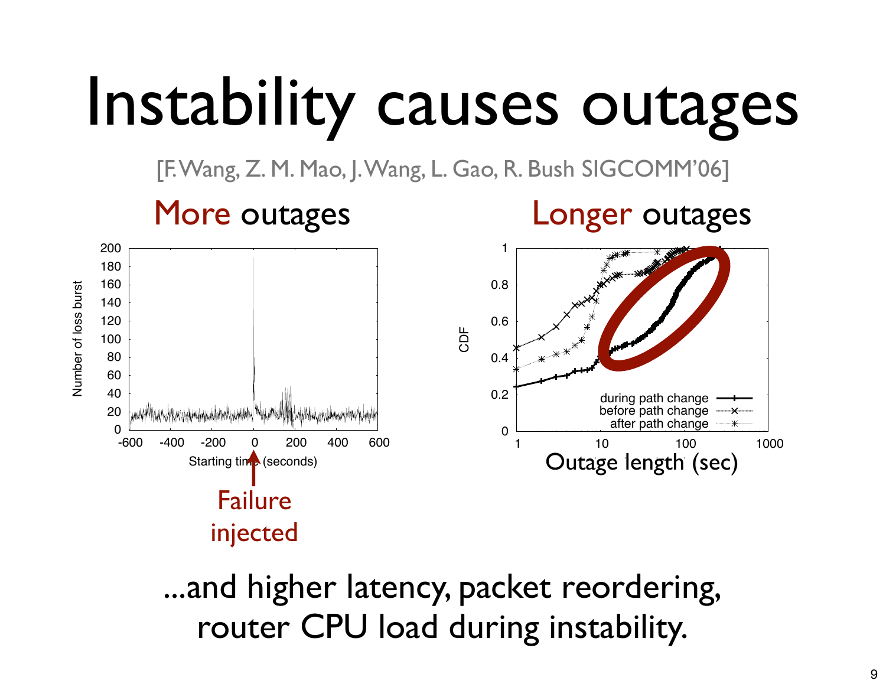# Instability causes outages

[F. Wang, Z. M. Mao, J. Wang, L. Gao, R. Bush SIGCOMM'06]

**More** outages

Failure injected

**Longer** outages

...and higher latency, packet reordering, router CPU load during instability.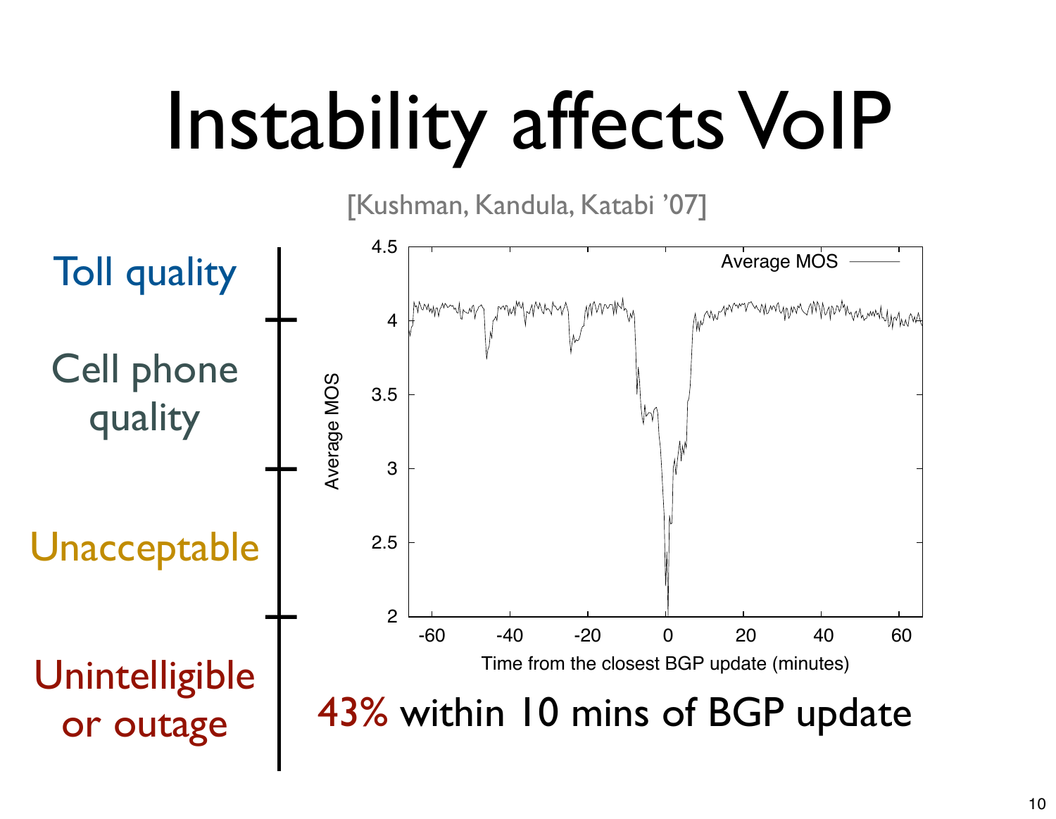# Instability affects VoIP

[Kushman, Kandula, Katabi '07]

Toll quality

Cell phone quality

Unacceptable

Unintelligible or outage

43% within 10 mins of BGP update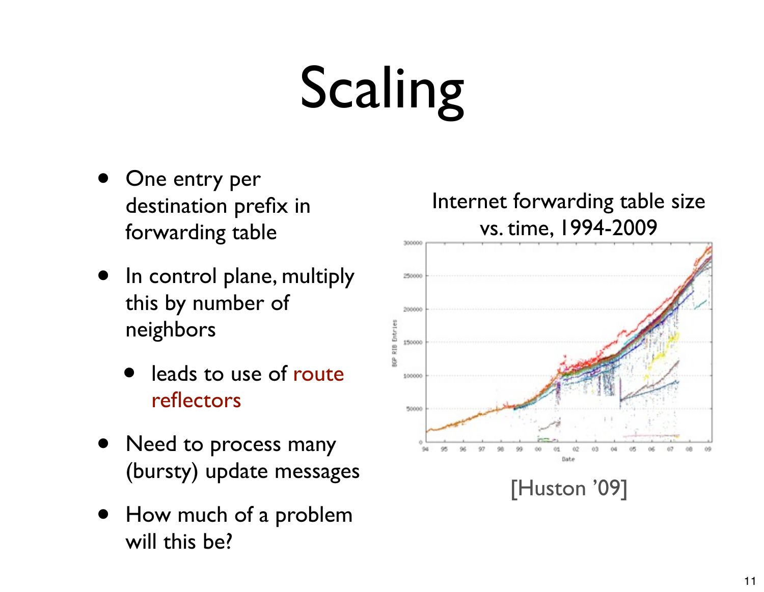# Scaling

- One entry per destination prefix in forwarding table
- In control plane, multiply this by number of neighbors
  - leads to use of route reflectors
- Need to process many (bursty) update messages
- How much of a problem will this be?

Internet forwarding table size vs. time, 1994-2009

[Huston '09]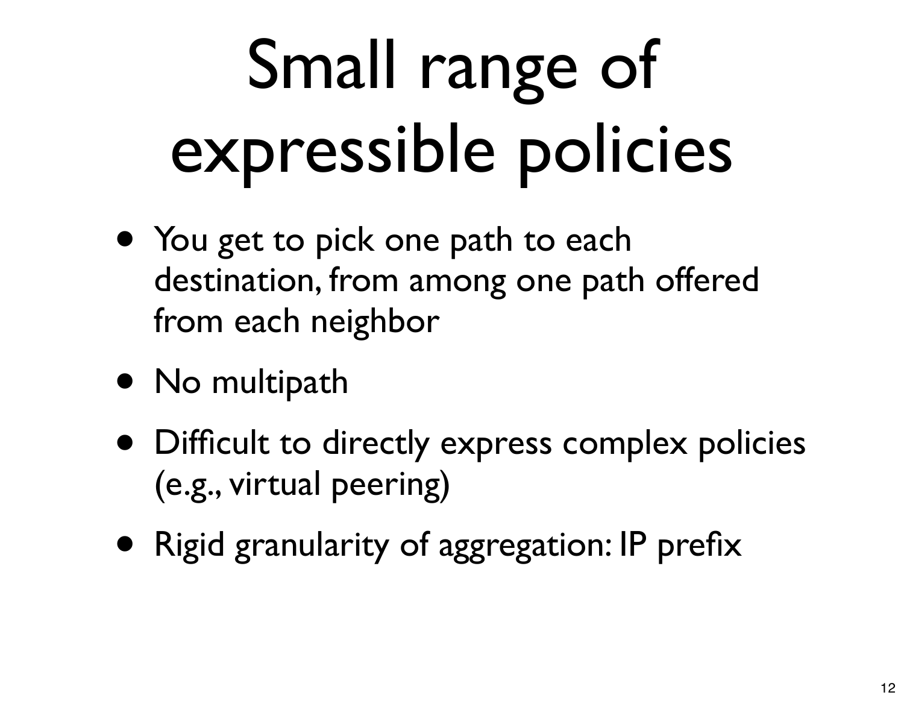# Small range of expressible policies

- You get to pick one path to each destination, from among one path offered from each neighbor
- No multipath
- Difficult to directly express complex policies (e.g., virtual peering)
- Rigid granularity of aggregation: IP prefix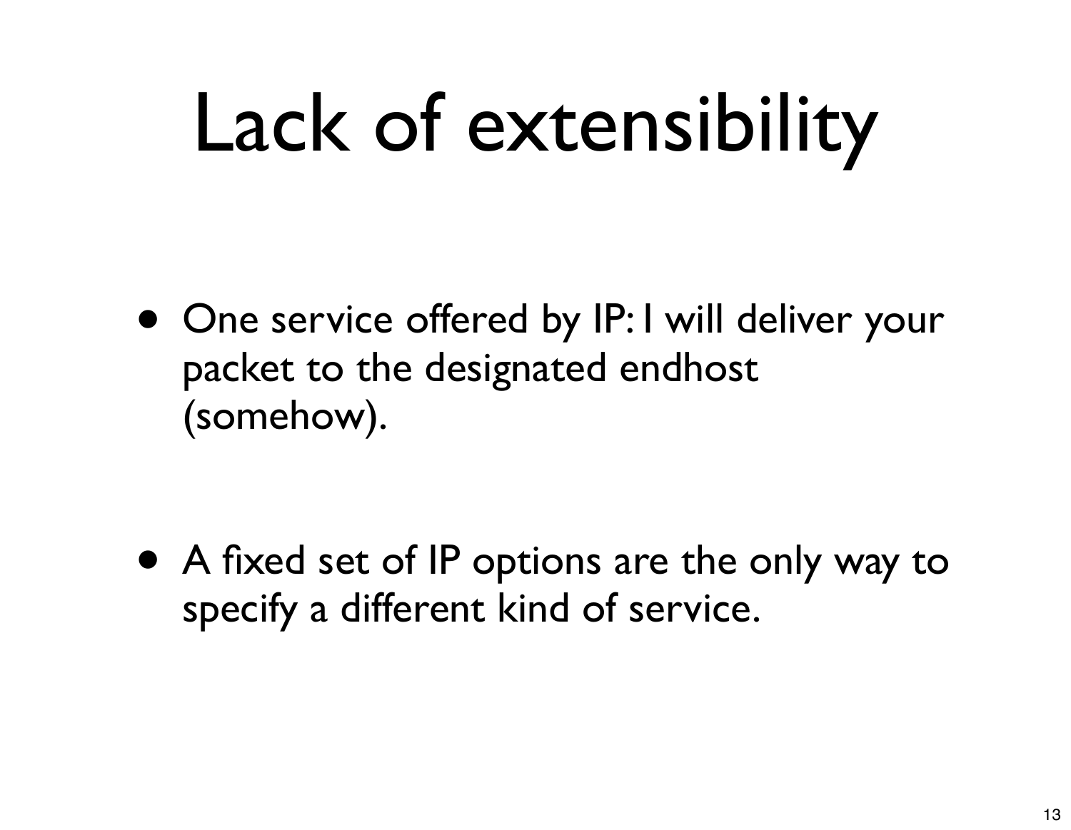# Lack of extensibility

- One service offered by IP: I will deliver your packet to the designated endhost (somehow).
- A fixed set of IP options are the only way to specify a different kind of service.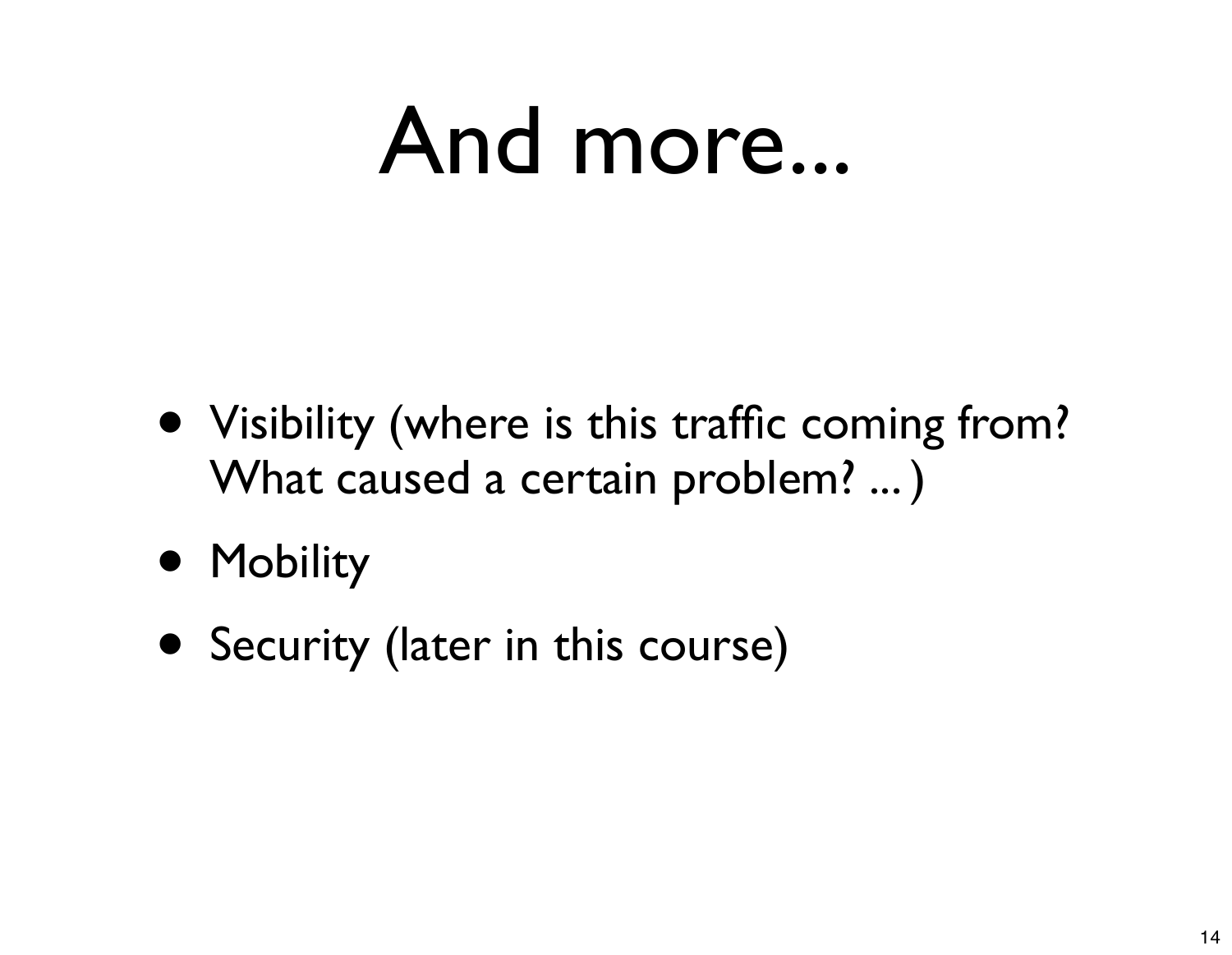# And more...

- Visibility (where is this traffic coming from? What caused a certain problem? ... )
- Mobility
- Security (later in this course)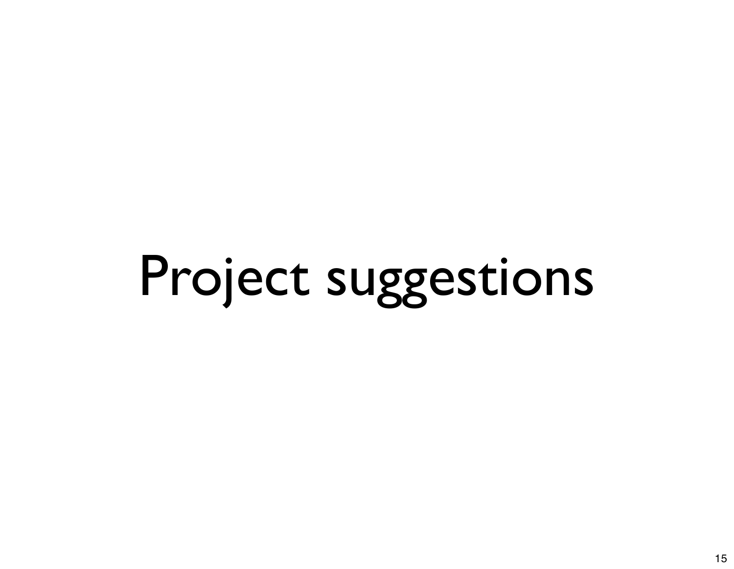# Project suggestions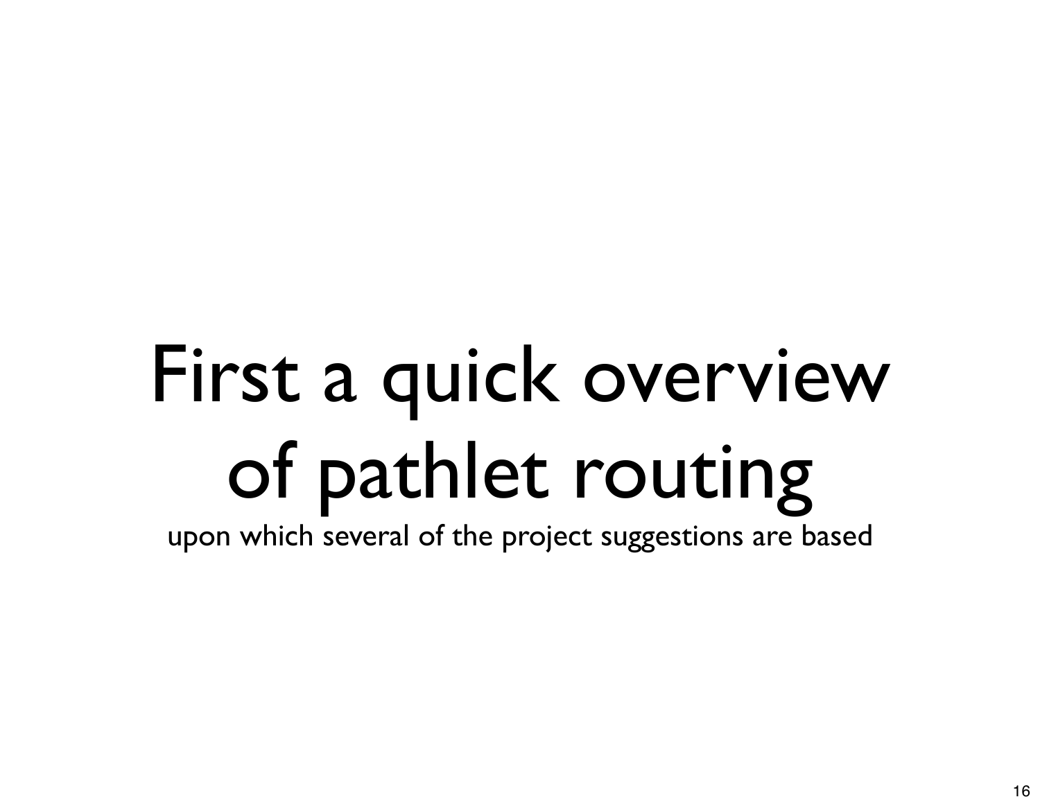# First a quick overview of pathlet routing

upon which several of the project suggestions are based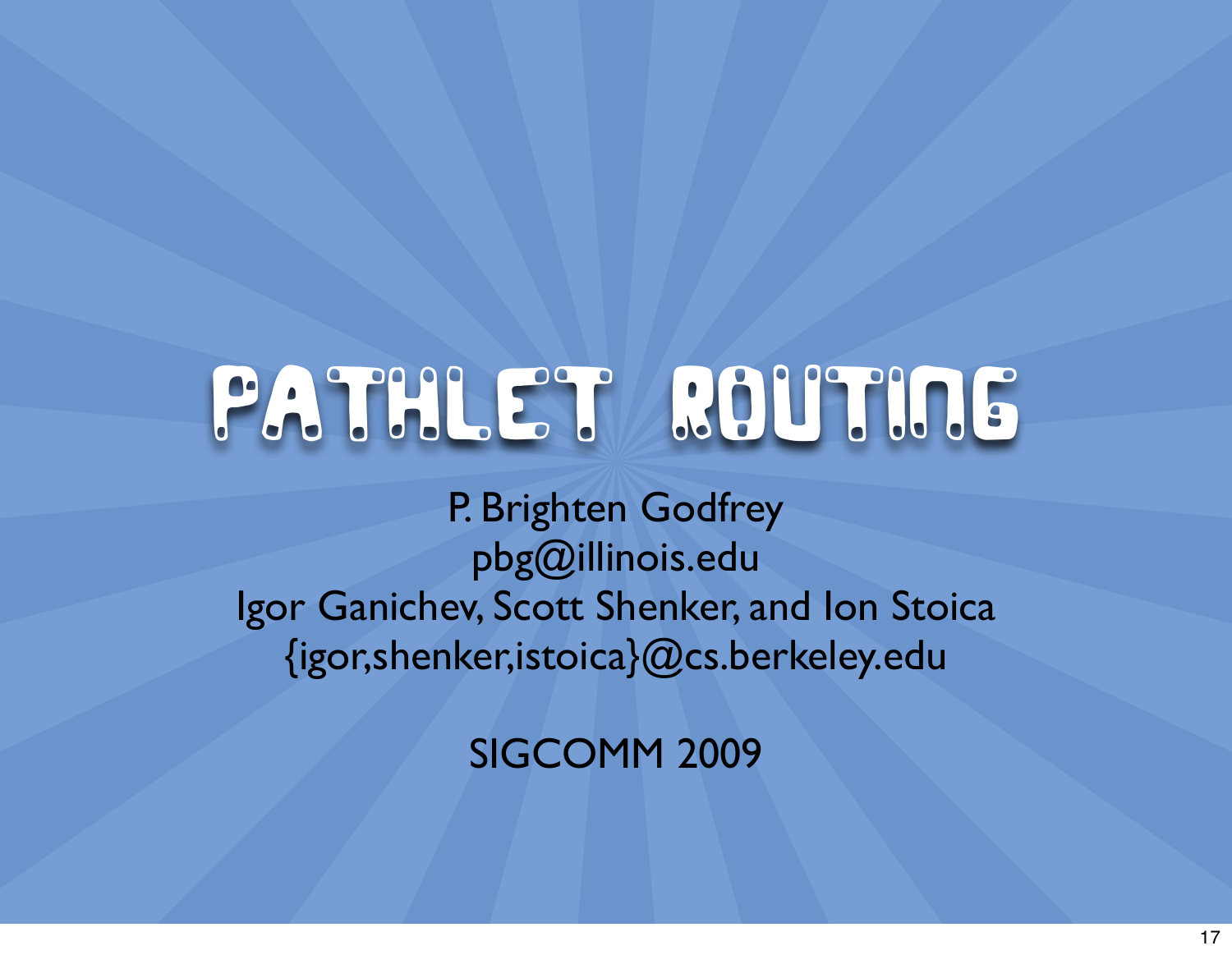# Pathlet Routing

P. Brighten Godfrey
pbg@illinois.edu
Igor Ganichev, Scott Shenker, and Ion Stoica
{igor,shenker,istoica}@cs.berkeley.edu

SIGCOMM 2009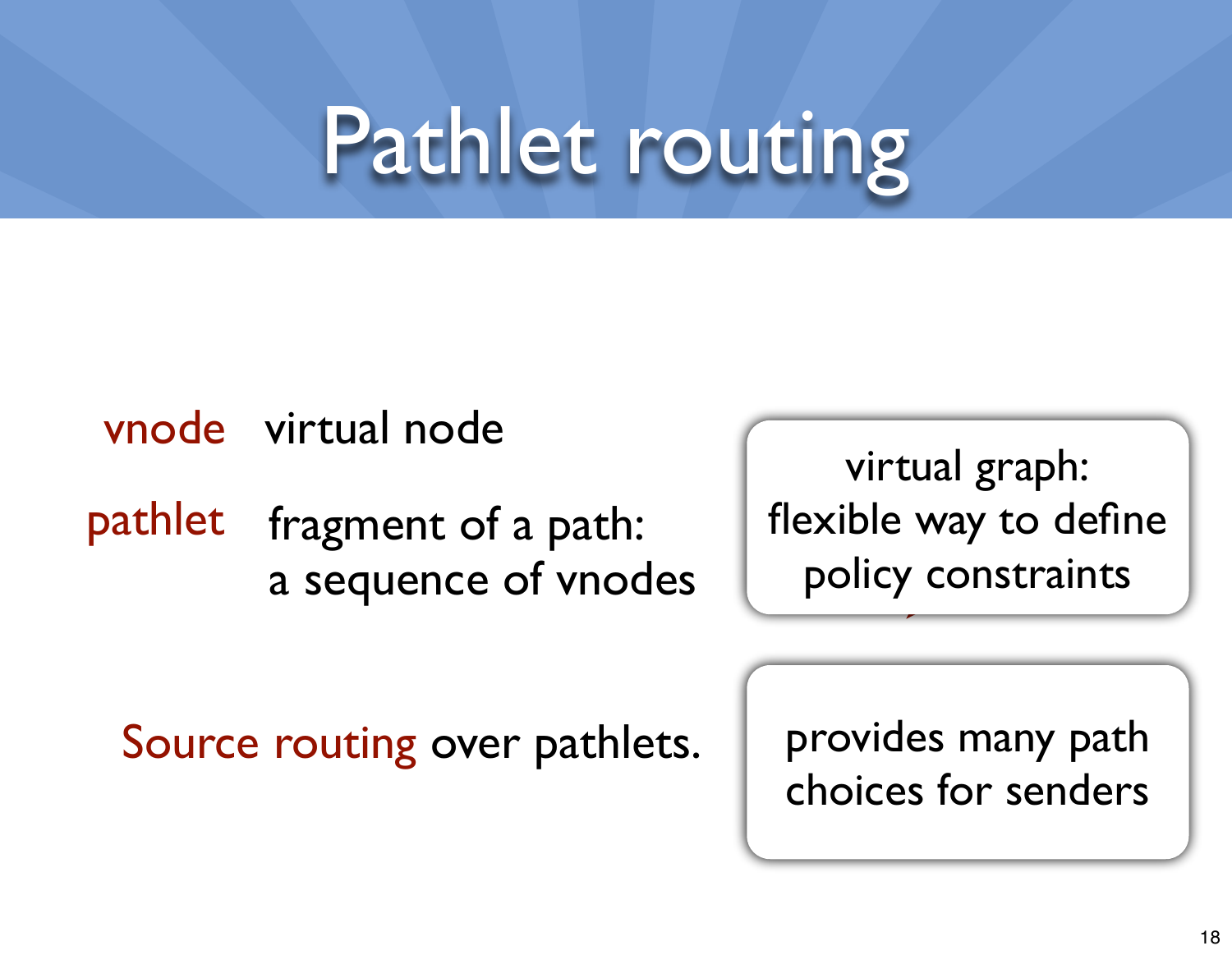# Pathlet routing

**vnode** virtual node

**pathlet** fragment of a path: a sequence of vnodes

virtual graph: flexible way to define policy constraints

**Source routing** over pathlets.

provides many path choices for senders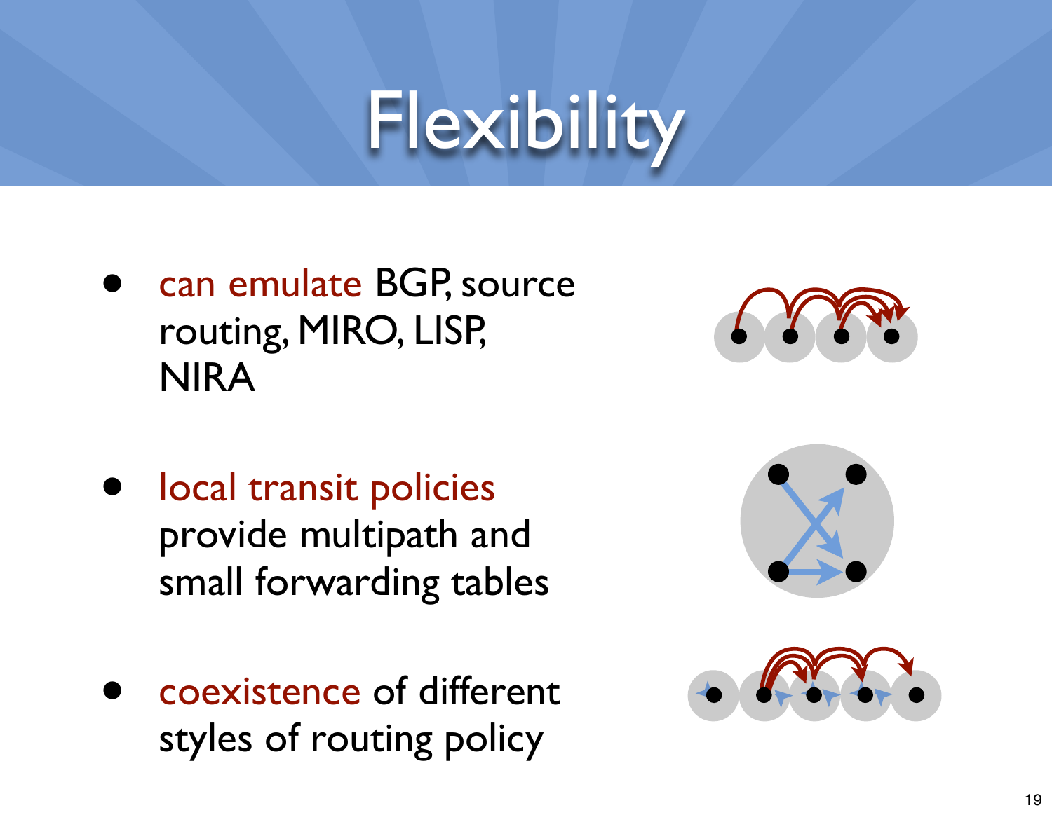# Flexibility

- can emulate BGP, source routing, MIRO, LISP, NIRA
- local transit policies provide multipath and small forwarding tables
- coexistence of different styles of routing policy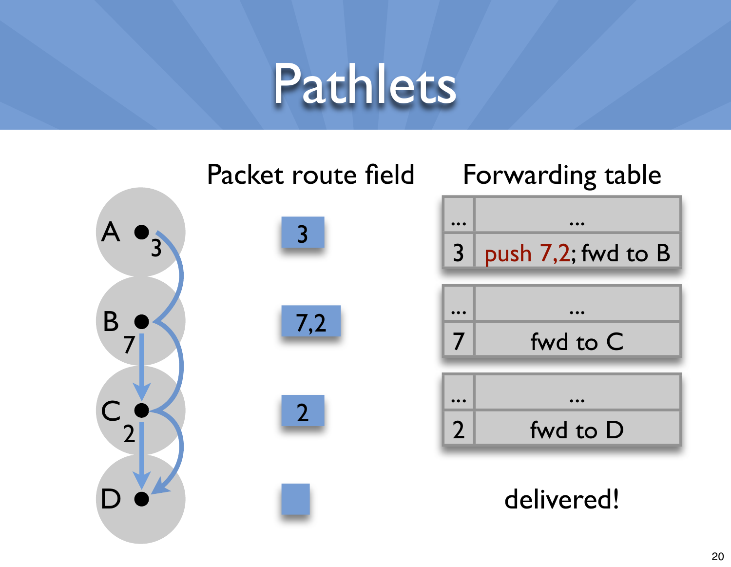# Pathlets

| Node | Packet route field | Forwarding table | |
|---|---|---|---|
| A | 3 | ... | ... |
| | | 3 | push 7,2; fwd to B |
| B | 7,2 | ... | ... |
| | | 7 | fwd to C |
| C | 2 | ... | ... |
| | | 2 | fwd to D |
| D | | delivered! | |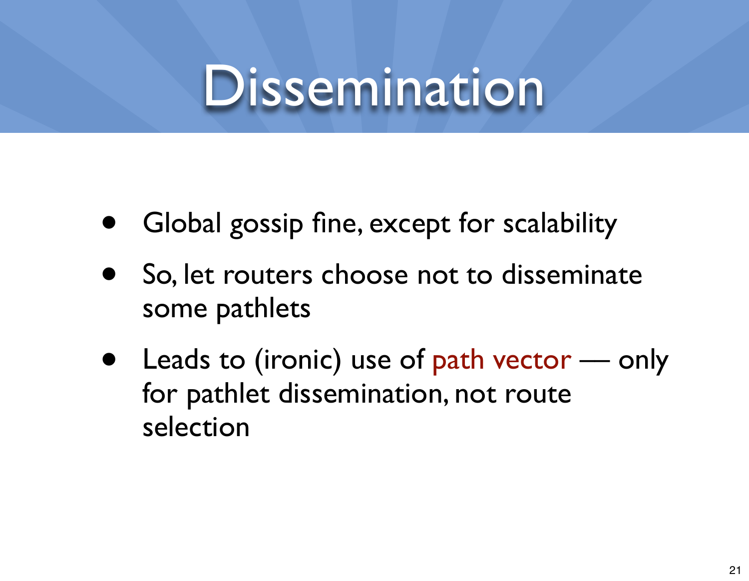# Dissemination

- Global gossip fine, except for scalability
- So, let routers choose not to disseminate some pathlets
- Leads to (ironic) use of path vector — only for pathlet dissemination, not route selection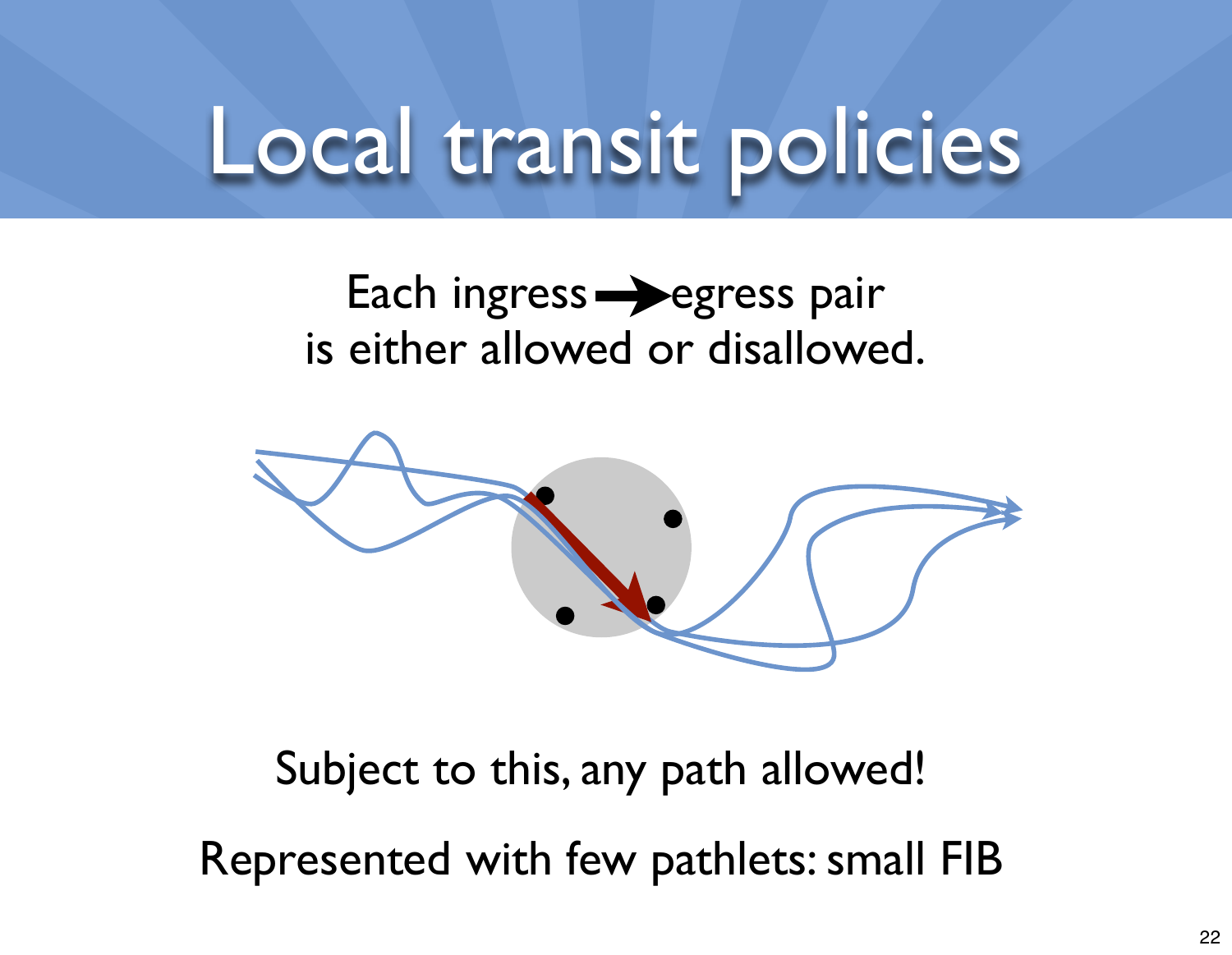# Local transit policies

Each ingress → egress pair
is either allowed or disallowed.

Subject to this, any path allowed!

Represented with few pathlets: small FIB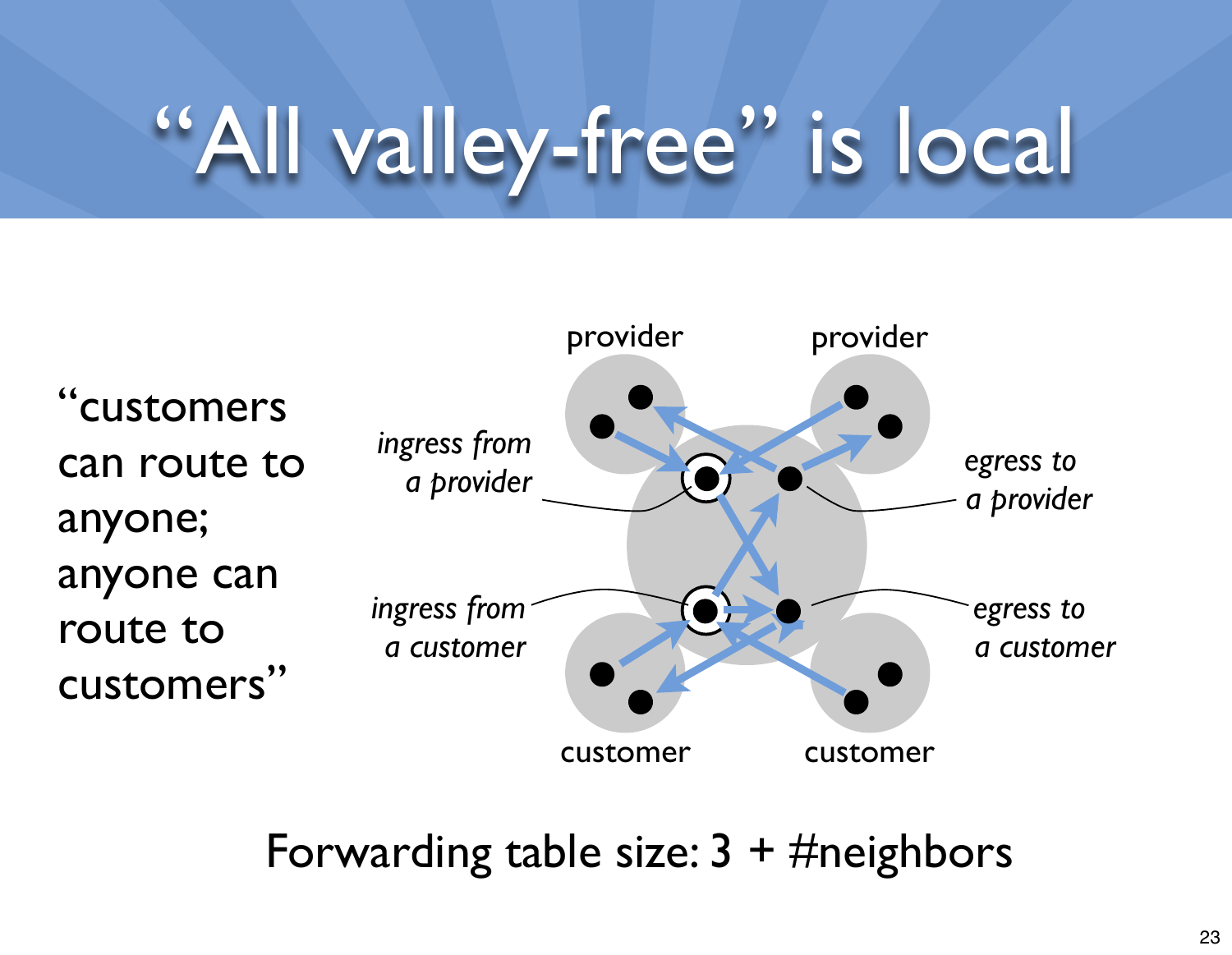# "All valley-free" is local

"customers can route to anyone; anyone can route to customers"

provider

provider

*ingress from a provider*

*egress to a provider*

*ingress from a customer*

*egress to a customer*

customer

customer

Forwarding table size: 3 + #neighbors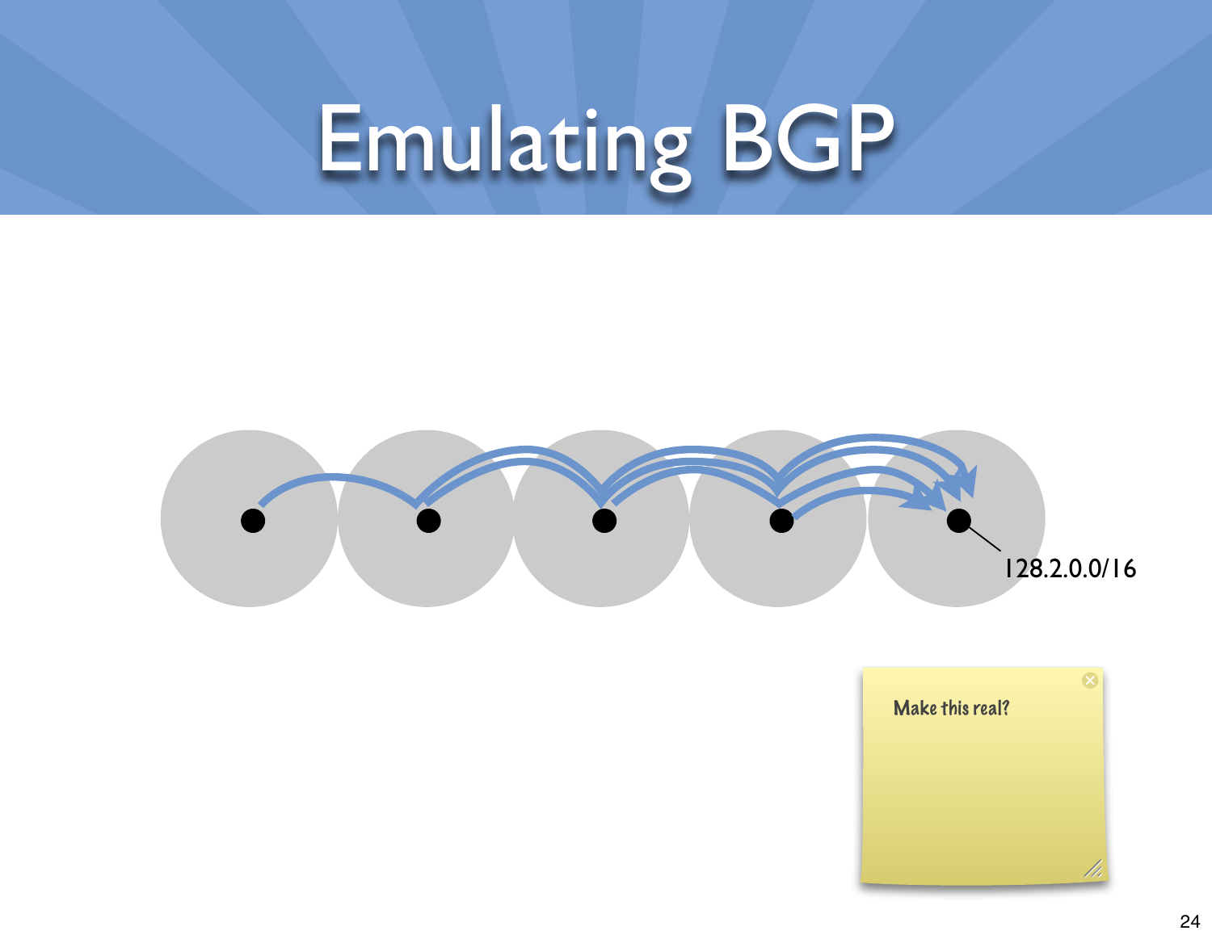# Emulating BGP

128.2.0.0/16

Make this real?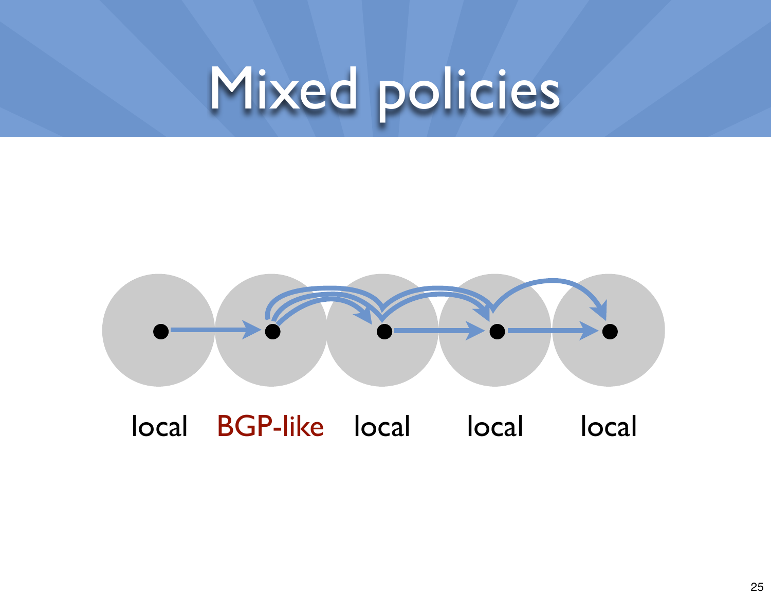# Mixed policies

local BGP-like local local local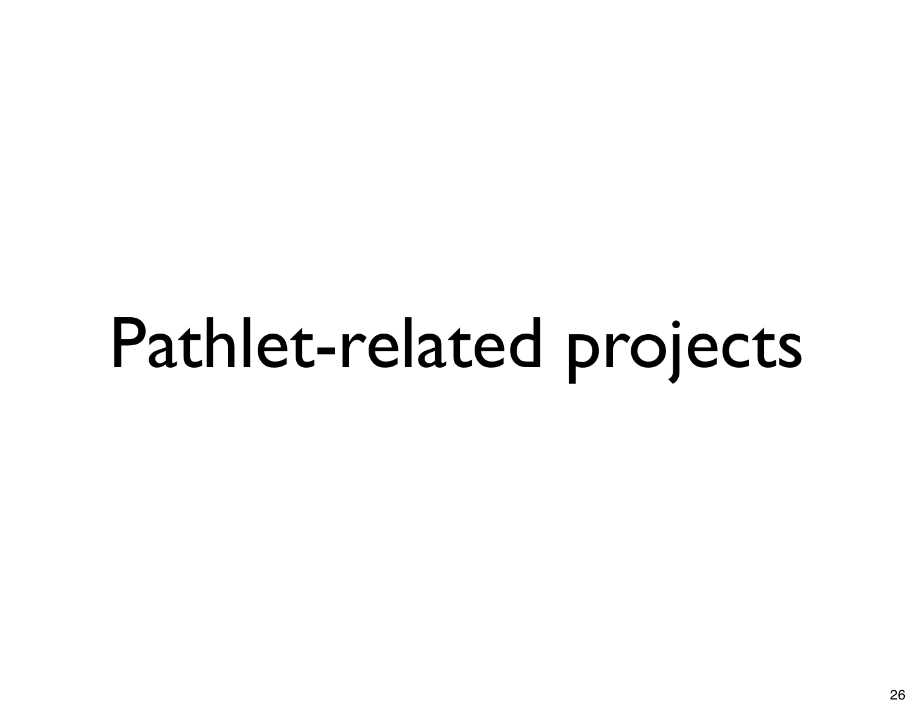# Pathlet-related projects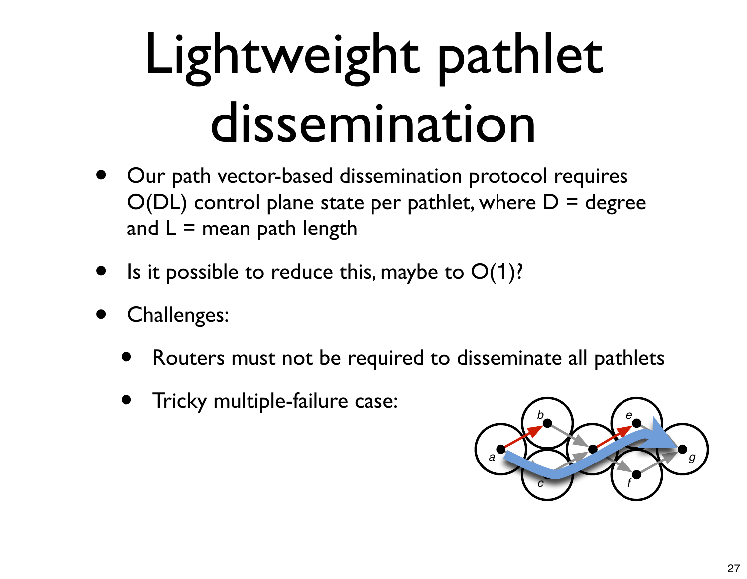# Lightweight pathlet dissemination

- Our path vector-based dissemination protocol requires O(DL) control plane state per pathlet, where D = degree and L = mean path length
- Is it possible to reduce this, maybe to O(1)?
- Challenges:
  - Routers must not be required to disseminate all pathlets
  - Tricky multiple-failure case: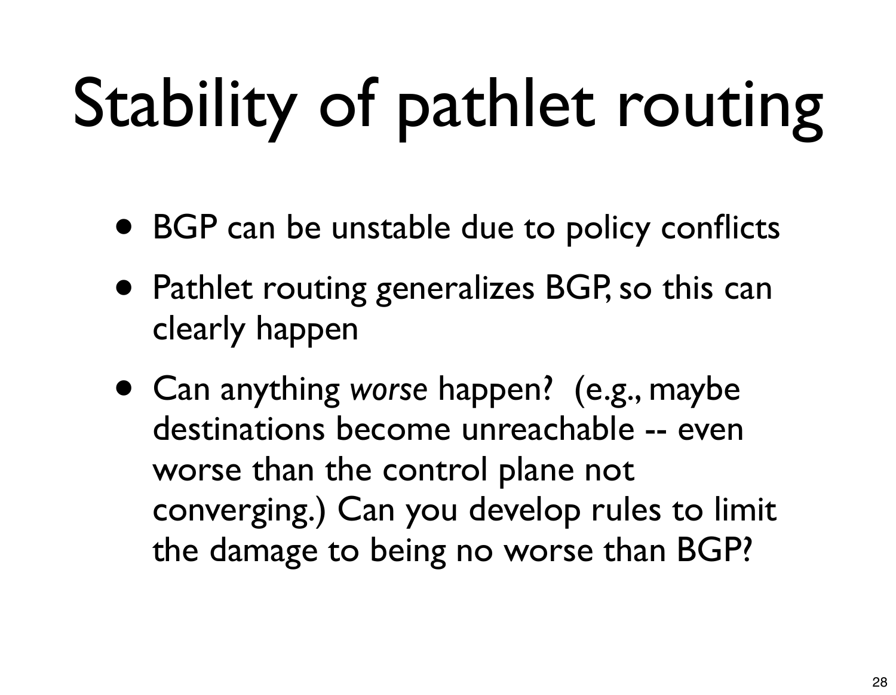# Stability of pathlet routing

- BGP can be unstable due to policy conflicts
- Pathlet routing generalizes BGP, so this can clearly happen
- Can anything *worse* happen? (e.g., maybe destinations become unreachable -- even worse than the control plane not converging.) Can you develop rules to limit the damage to being no worse than BGP?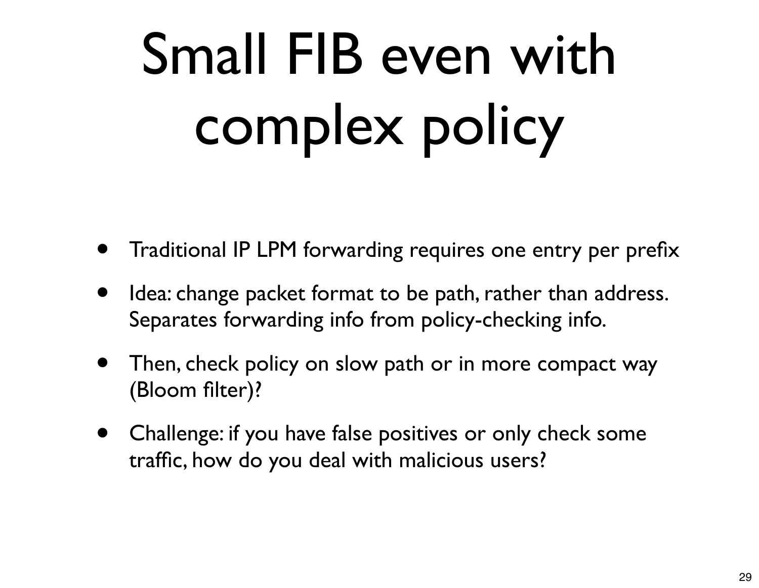# Small FIB even with complex policy

- Traditional IP LPM forwarding requires one entry per prefix
- Idea: change packet format to be path, rather than address. Separates forwarding info from policy-checking info.
- Then, check policy on slow path or in more compact way (Bloom filter)?
- Challenge: if you have false positives or only check some traffic, how do you deal with malicious users?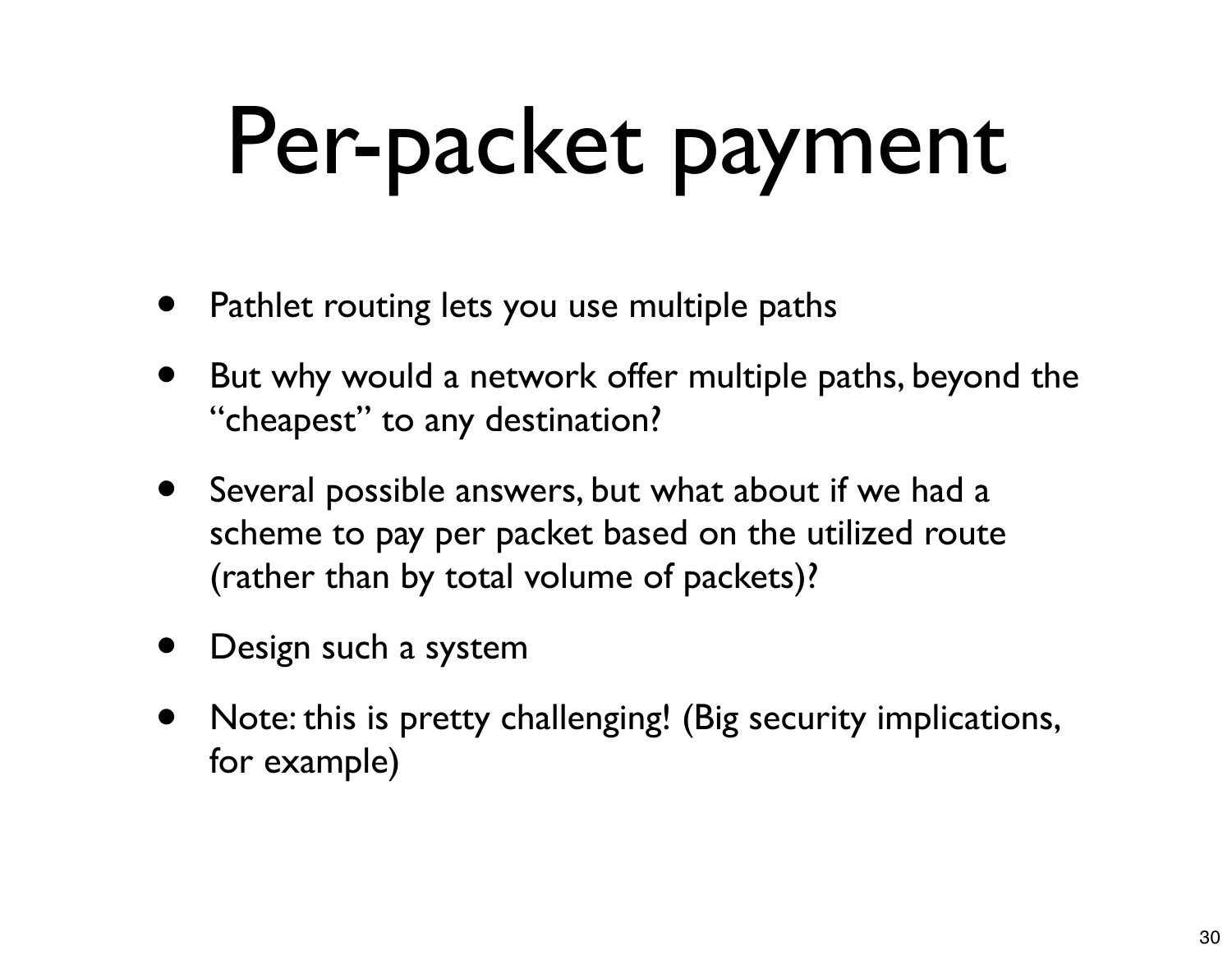# Per-packet payment

- Pathlet routing lets you use multiple paths
- But why would a network offer multiple paths, beyond the "cheapest" to any destination?
- Several possible answers, but what about if we had a scheme to pay per packet based on the utilized route (rather than by total volume of packets)?
- Design such a system
- Note: this is pretty challenging! (Big security implications, for example)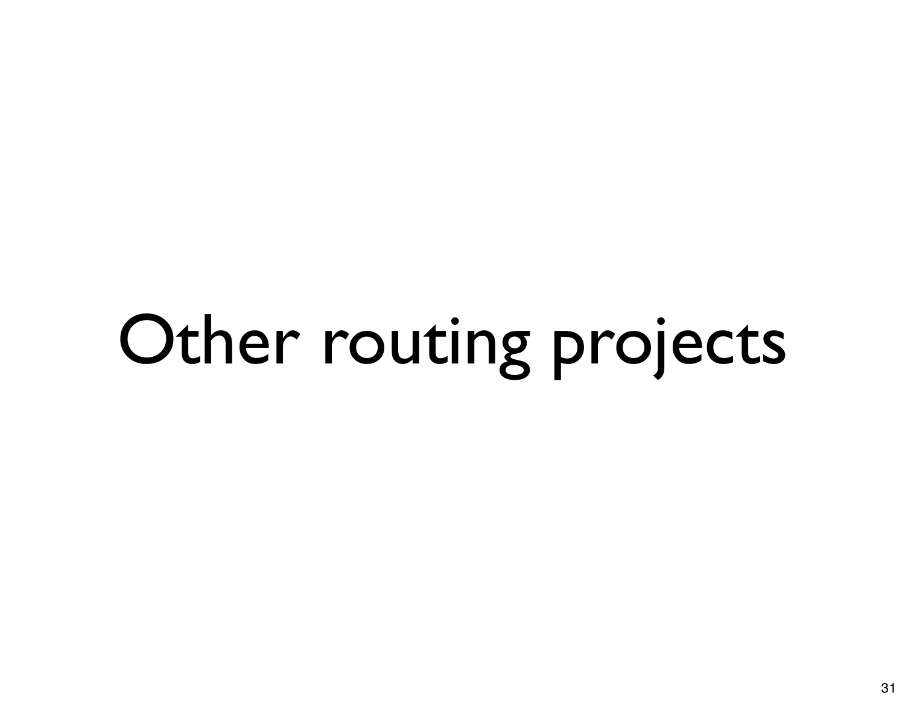# Other routing projects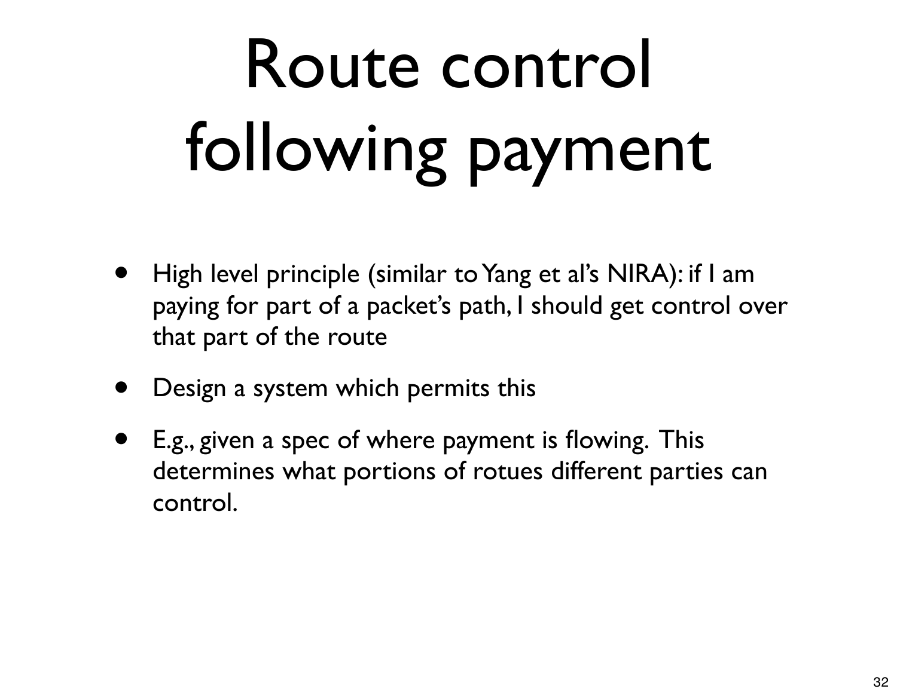# Route control following payment

- High level principle (similar to Yang et al's NIRA): if I am paying for part of a packet's path, I should get control over that part of the route
- Design a system which permits this
- E.g., given a spec of where payment is flowing. This determines what portions of rotues different parties can control.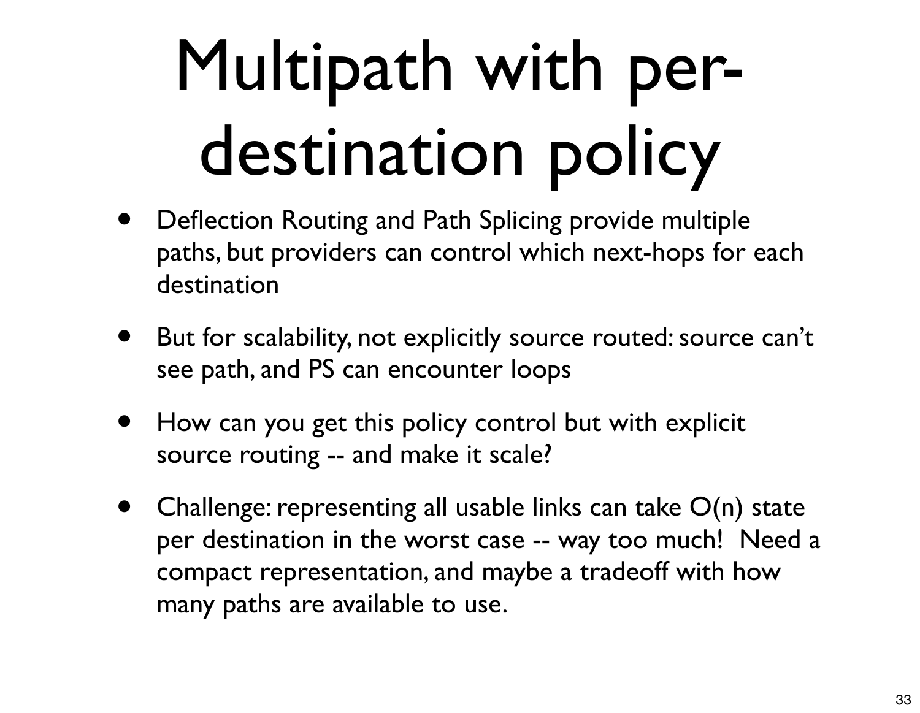# Multipath with per-destination policy

- Deflection Routing and Path Splicing provide multiple paths, but providers can control which next-hops for each destination
- But for scalability, not explicitly source routed: source can't see path, and PS can encounter loops
- How can you get this policy control but with explicit source routing -- and make it scale?
- Challenge: representing all usable links can take $O(n)$ state per destination in the worst case -- way too much! Need a compact representation, and maybe a tradeoff with how many paths are available to use.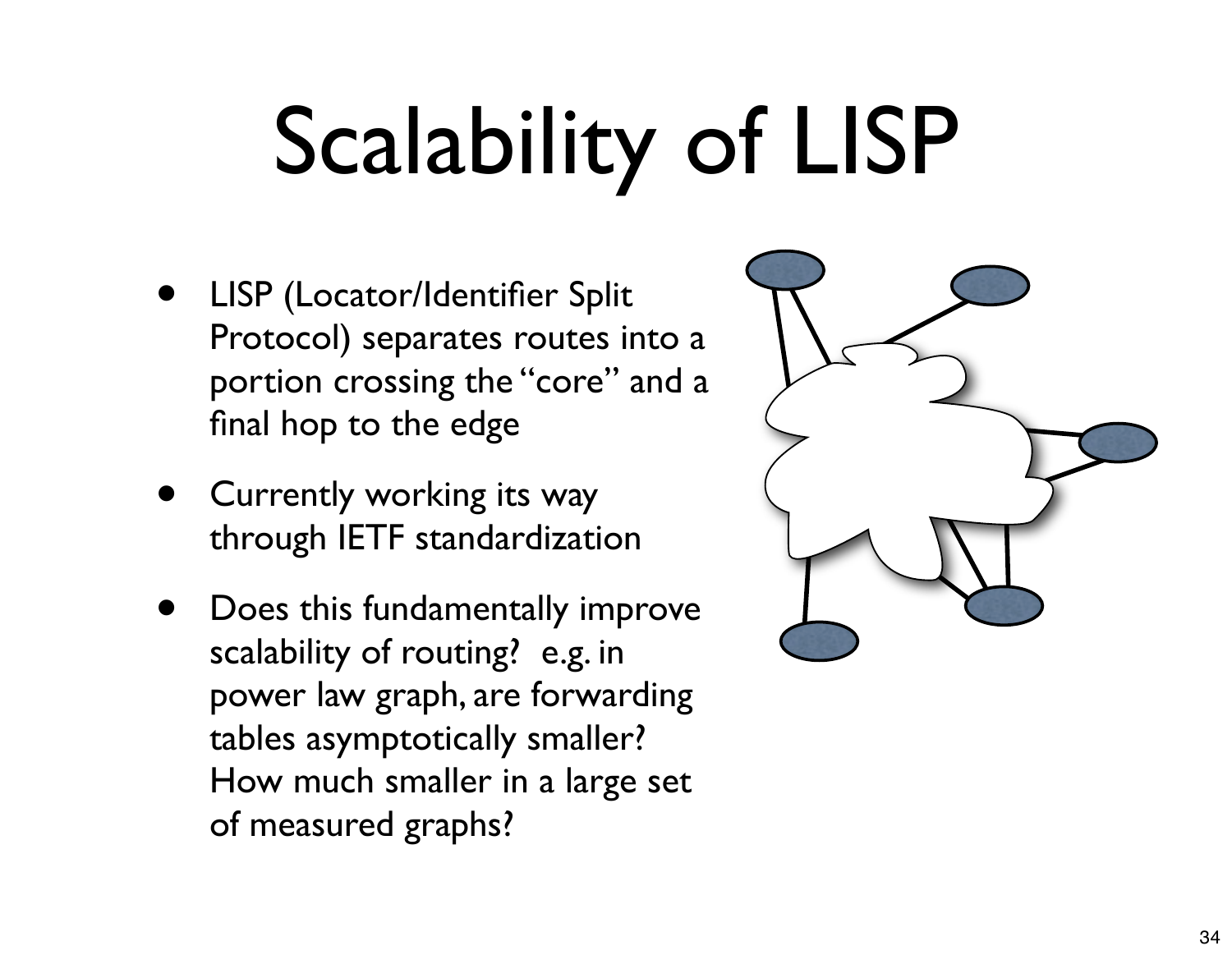# Scalability of LISP

- LISP (Locator/Identifier Split Protocol) separates routes into a portion crossing the "core" and a final hop to the edge
- Currently working its way through IETF standardization
- Does this fundamentally improve scalability of routing? e.g. in power law graph, are forwarding tables asymptotically smaller? How much smaller in a large set of measured graphs?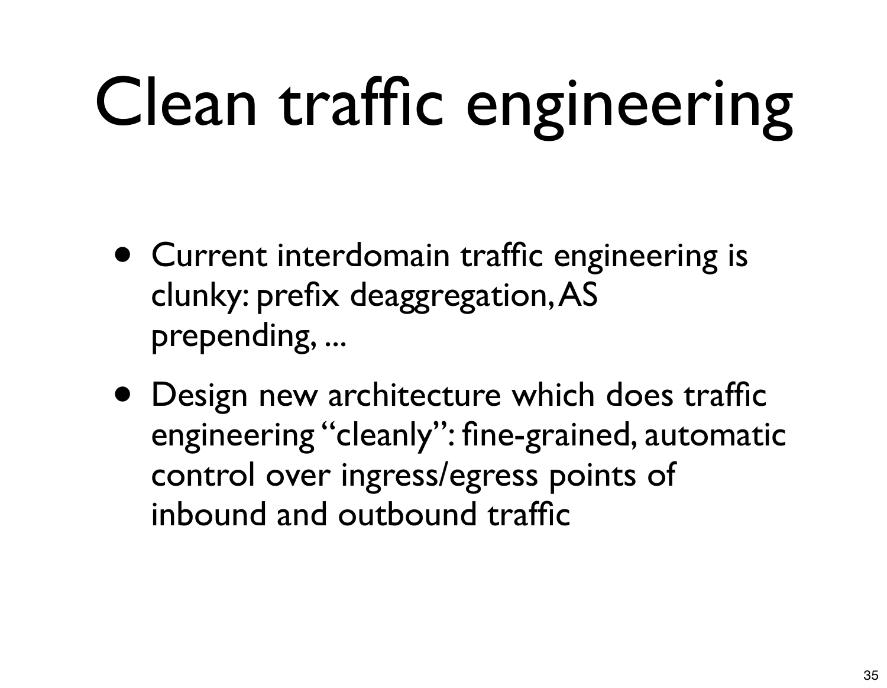# Clean traffic engineering

- Current interdomain traffic engineering is clunky: prefix deaggregation, AS prepending, ...
- Design new architecture which does traffic engineering "cleanly": fine-grained, automatic control over ingress/egress points of inbound and outbound traffic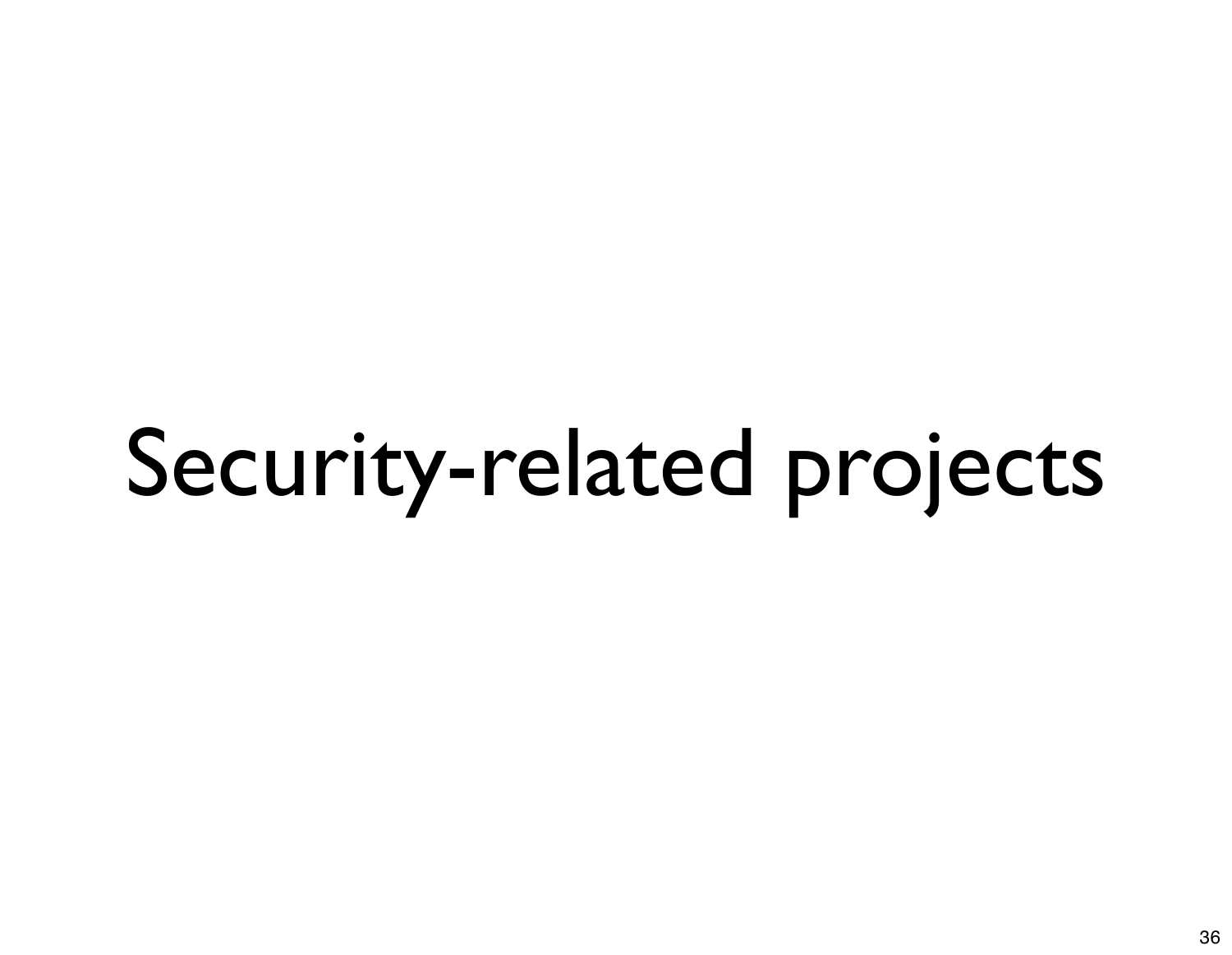# Security-related projects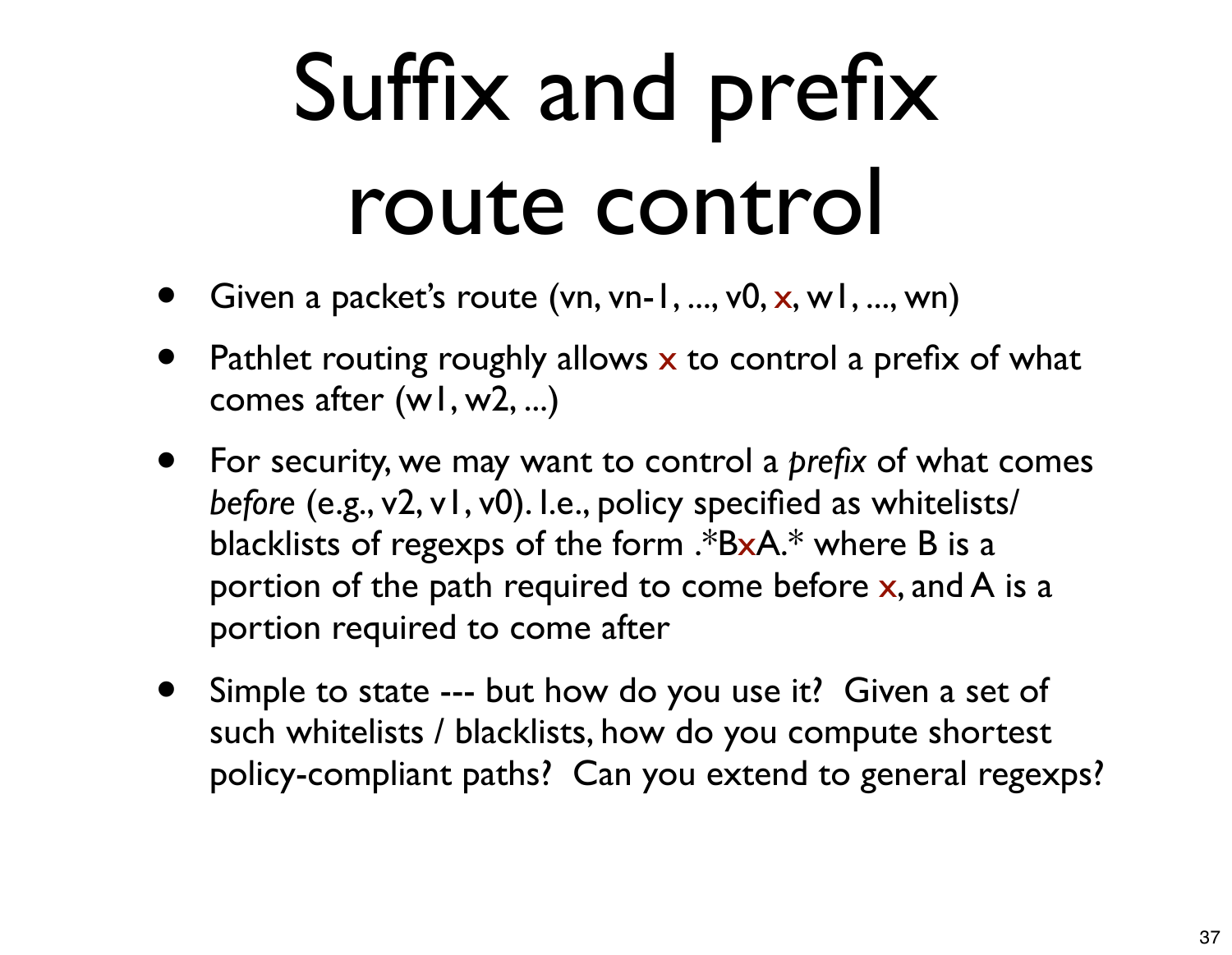# Suffix and prefix route control

- Given a packet's route (vn, vn-1, ..., v0, x, w1, ..., wn)
- Pathlet routing roughly allows x to control a prefix of what comes after (w1, w2, ...)
- For security, we may want to control a *prefix* of what comes *before* (e.g., v2, v1, v0). I.e., policy specified as whitelists/ blacklists of regexps of the form .*BxA.* where B is a portion of the path required to come before x, and A is a portion required to come after
- Simple to state --- but how do you use it? Given a set of such whitelists / blacklists, how do you compute shortest policy-compliant paths? Can you extend to general regexps?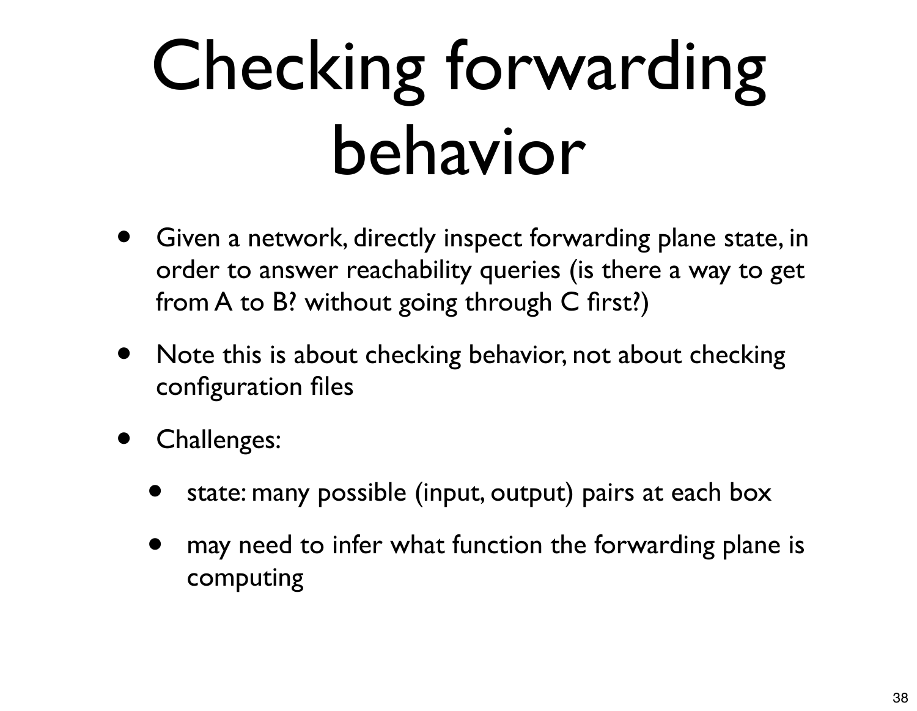# Checking forwarding behavior

- Given a network, directly inspect forwarding plane state, in order to answer reachability queries (is there a way to get from A to B? without going through C first?)
- Note this is about checking behavior, not about checking configuration files
- Challenges:
  - state: many possible (input, output) pairs at each box
  - may need to infer what function the forwarding plane is computing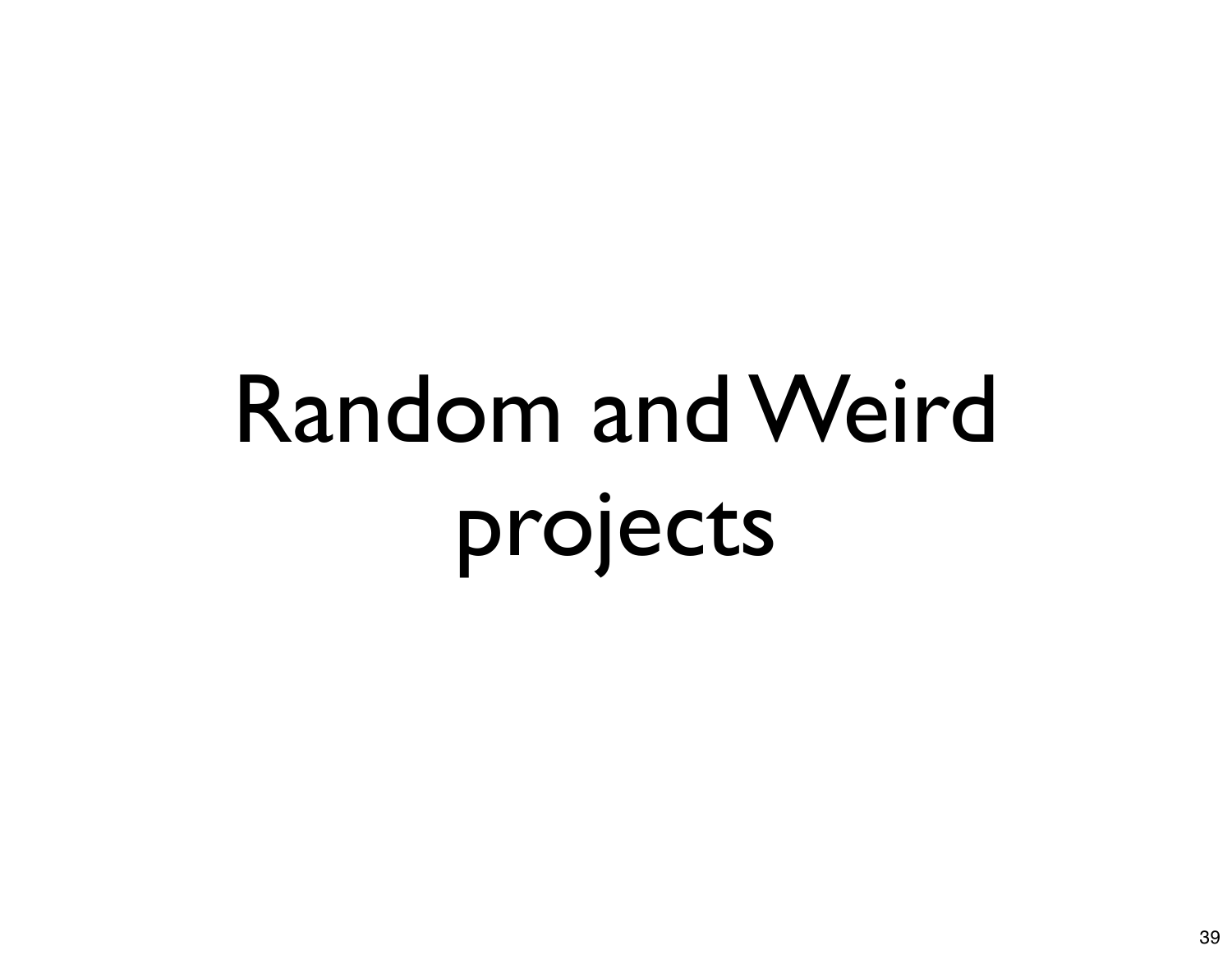# Random and Weird projects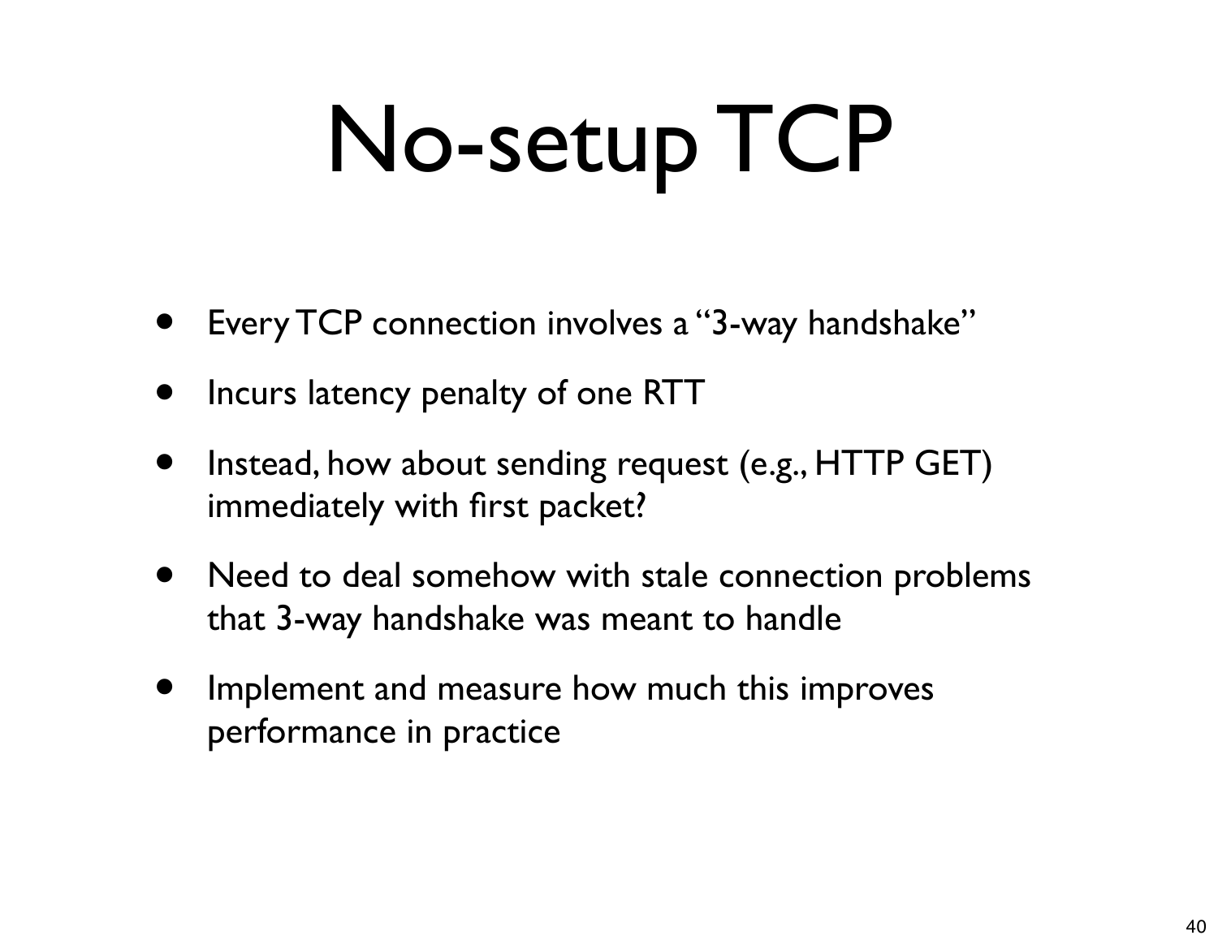# No-setup TCP

- Every TCP connection involves a "3-way handshake"
- Incurs latency penalty of one RTT
- Instead, how about sending request (e.g., HTTP GET) immediately with first packet?
- Need to deal somehow with stale connection problems that 3-way handshake was meant to handle
- Implement and measure how much this improves performance in practice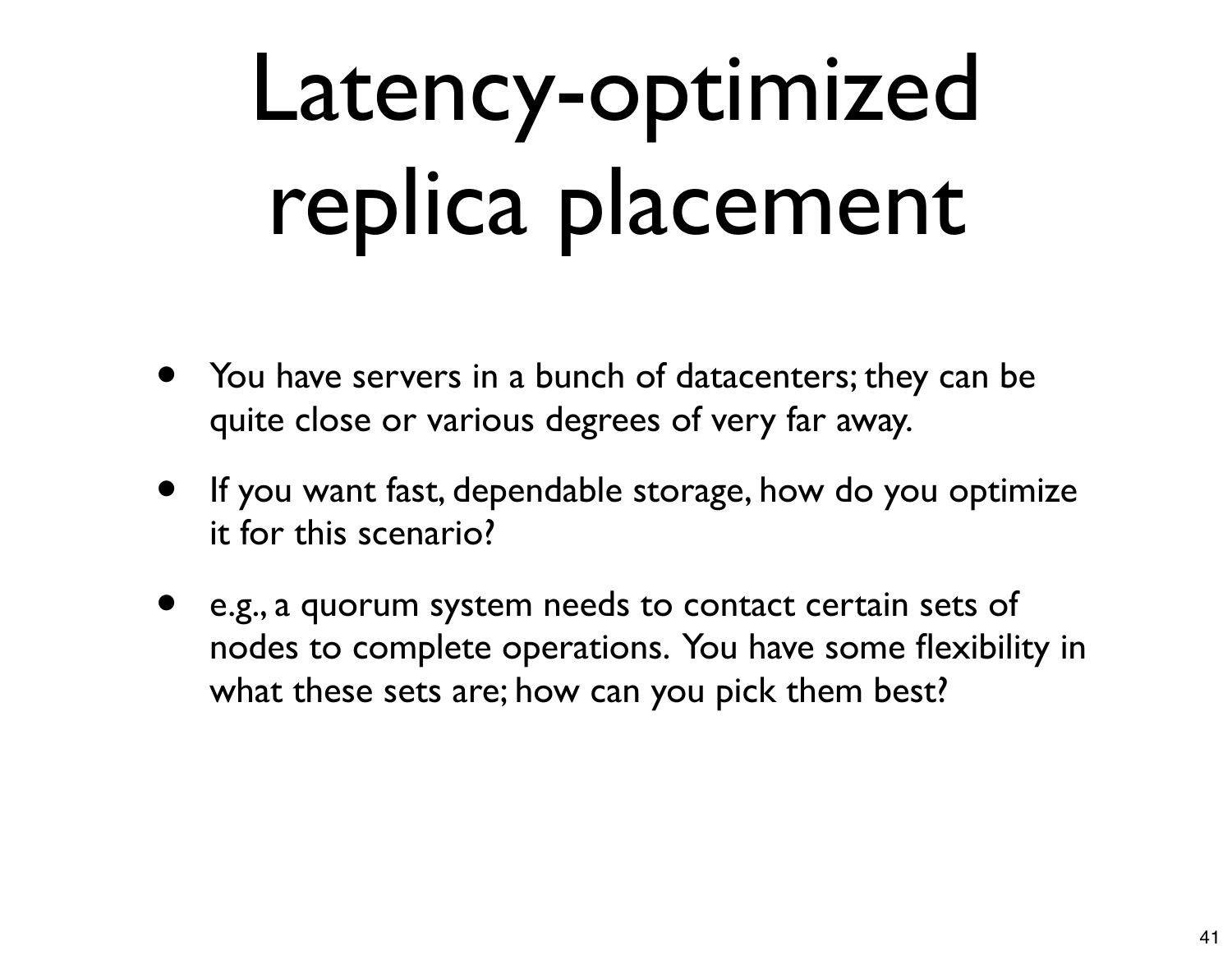# Latency-optimized replica placement

- You have servers in a bunch of datacenters; they can be quite close or various degrees of very far away.
- If you want fast, dependable storage, how do you optimize it for this scenario?
- e.g., a quorum system needs to contact certain sets of nodes to complete operations. You have some flexibility in what these sets are; how can you pick them best?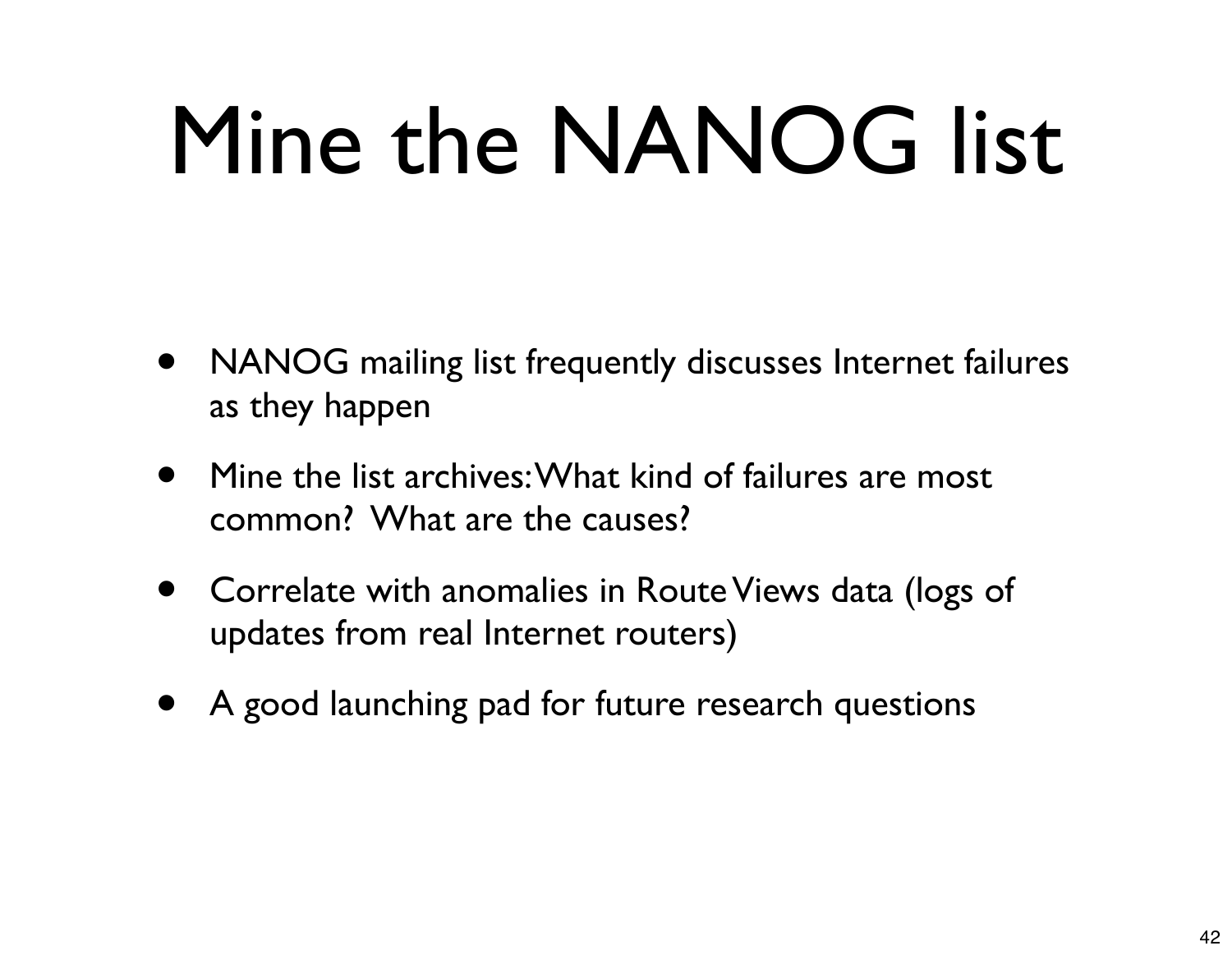# Mine the NANOG list

- NANOG mailing list frequently discusses Internet failures as they happen
- Mine the list archives: What kind of failures are most common? What are the causes?
- Correlate with anomalies in Route Views data (logs of updates from real Internet routers)
- A good launching pad for future research questions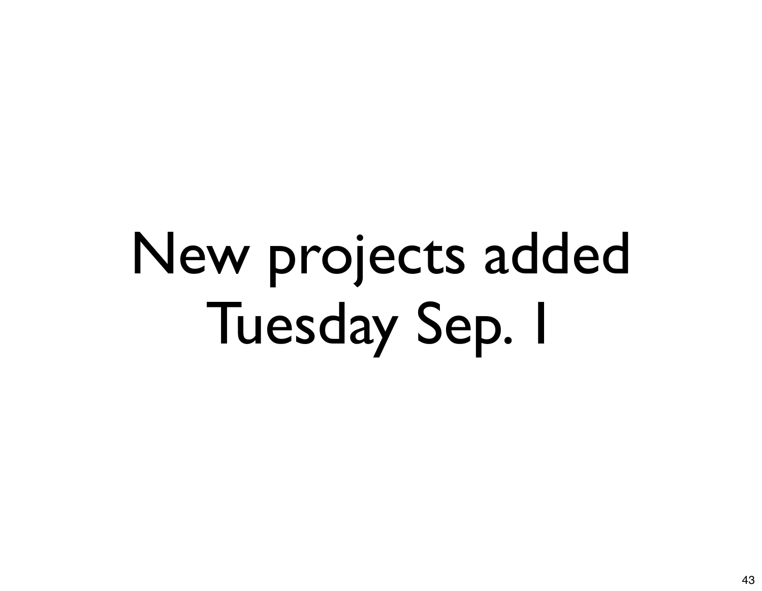New projects added
Tuesday Sep. 1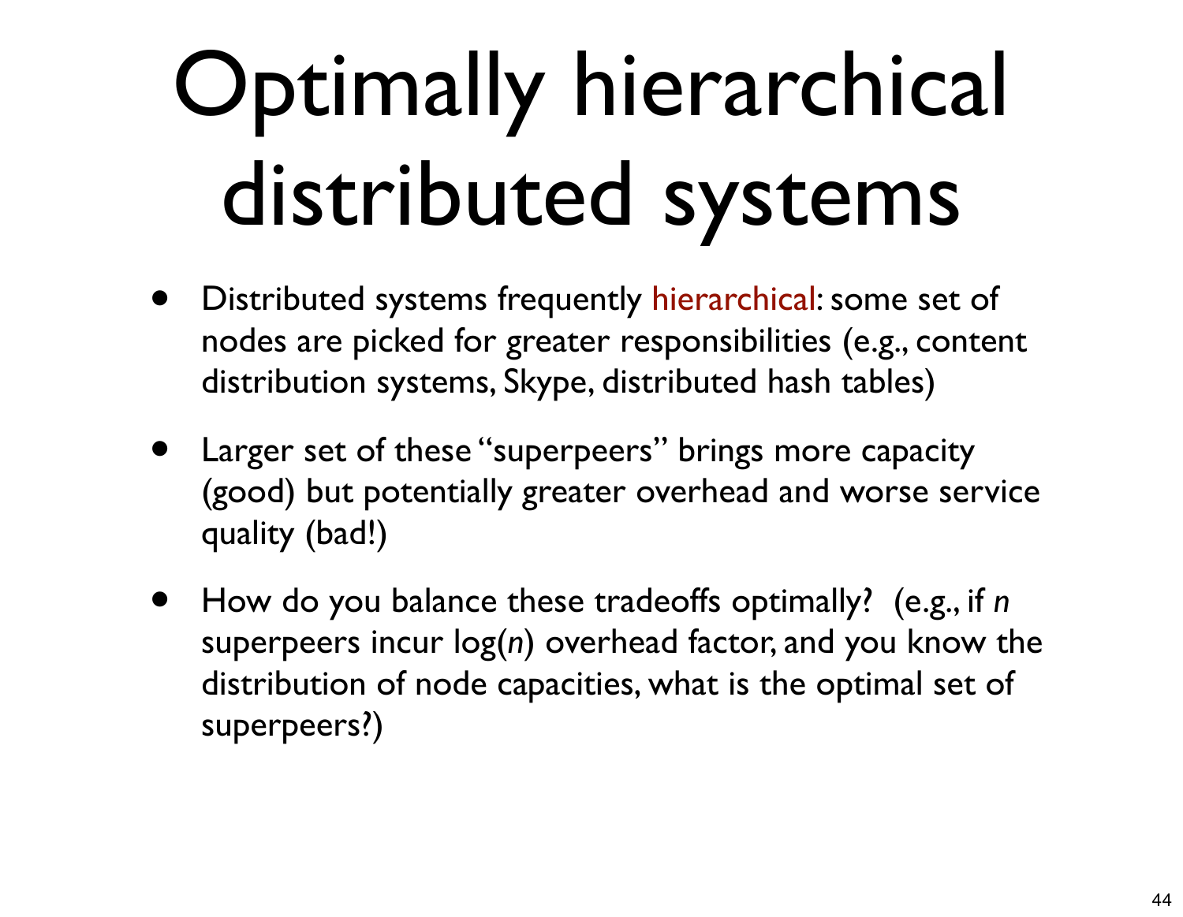# Optimally hierarchical distributed systems

- Distributed systems frequently hierarchical: some set of nodes are picked for greater responsibilities (e.g., content distribution systems, Skype, distributed hash tables)
- Larger set of these "superpeers" brings more capacity (good) but potentially greater overhead and worse service quality (bad!)
- How do you balance these tradeoffs optimally? (e.g., if $n$ superpeers incur $\log(n)$ overhead factor, and you know the distribution of node capacities, what is the optimal set of superpeers?)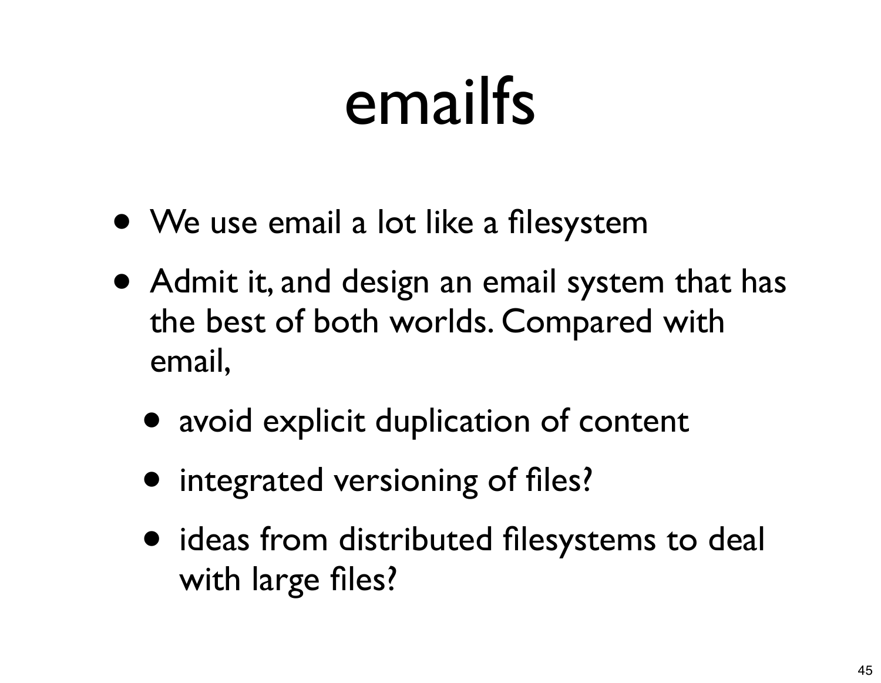# emailfs

- We use email a lot like a filesystem
- Admit it, and design an email system that has the best of both worlds. Compared with email,
  - avoid explicit duplication of content
  - integrated versioning of files?
  - ideas from distributed filesystems to deal with large files?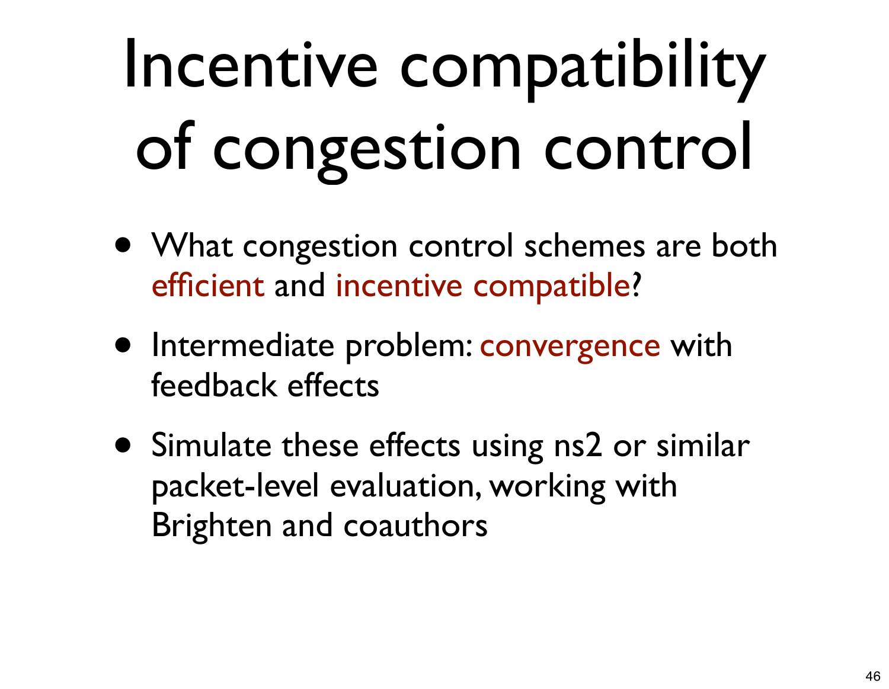# Incentive compatibility of congestion control

- What congestion control schemes are both efficient and incentive compatible?
- Intermediate problem: convergence with feedback effects
- Simulate these effects using ns2 or similar packet-level evaluation, working with Brighten and coauthors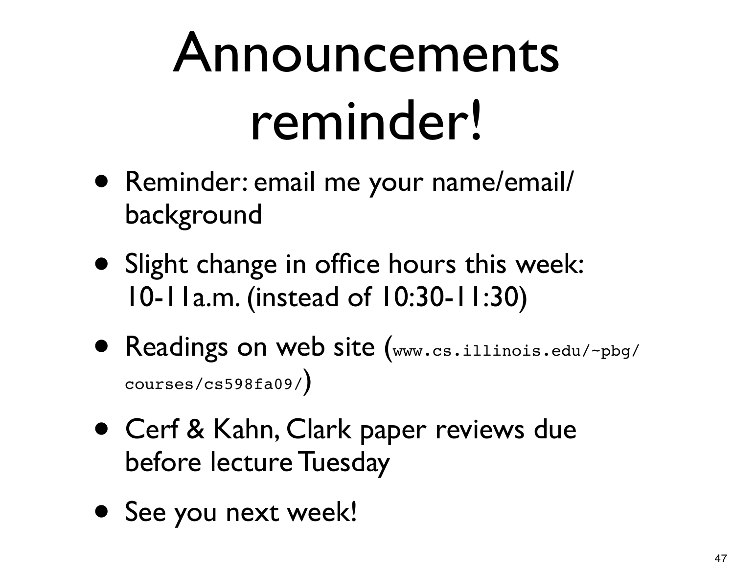# Announcements reminder!

- Reminder: email me your name/email/background
- Slight change in office hours this week: 10-11a.m. (instead of 10:30-11:30)
- Readings on web site (`www.cs.illinois.edu/~pbg/courses/cs598fa09/`)
- Cerf & Kahn, Clark paper reviews due before lecture Tuesday
- See you next week!